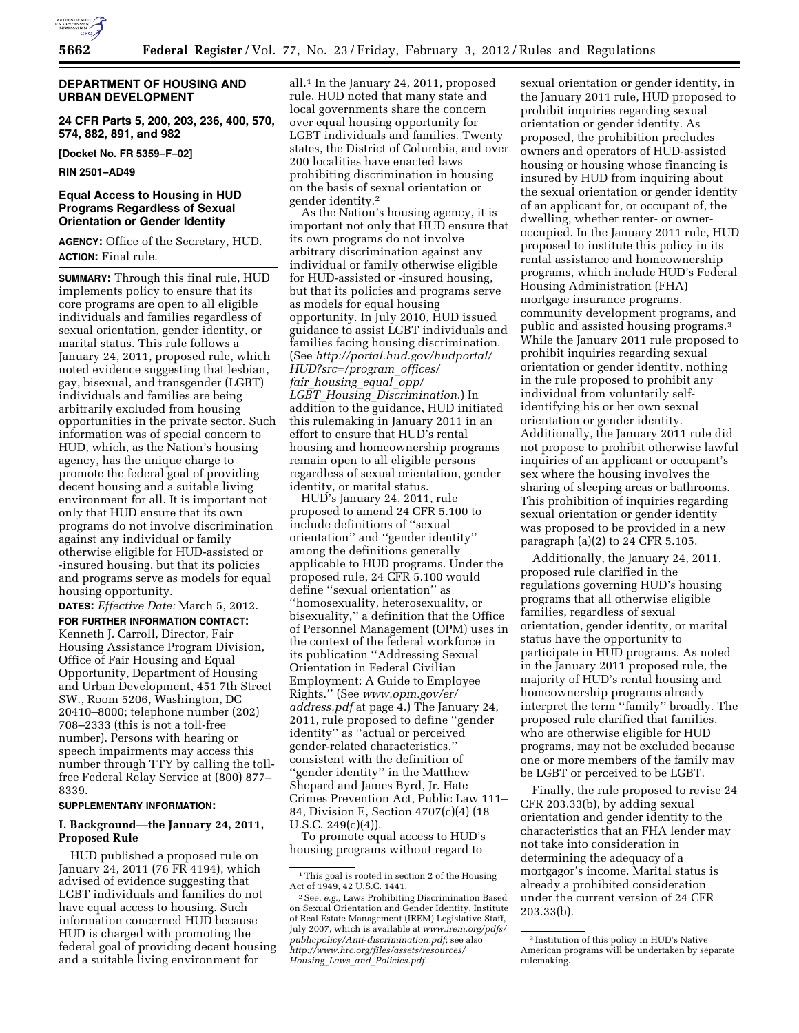**DEPARTMENT OF HOUSING AND URBAN DEVELOPMENT**

**24 CFR Parts 5, 200, 203, 236, 400, 570, 574, 882, 891, and 982**

**[Docket No. FR 5359–F–02]**

**RIN 2501–AD49**

## Equal Access to Housing in HUD Programs Regardless of Sexual Orientation or Gender Identity

**AGENCY:** Office of the Secretary, HUD.

**ACTION:** Final rule.

**SUMMARY:** Through this final rule, HUD implements policy to ensure that its core programs are open to all eligible individuals and families regardless of sexual orientation, gender identity, or marital status. This rule follows a January 24, 2011, proposed rule, which noted evidence suggesting that lesbian, gay, bisexual, and transgender (LGBT) individuals and families are being arbitrarily excluded from housing opportunities in the private sector. Such information was of special concern to HUD, which, as the Nation's housing agency, has the unique charge to promote the federal goal of providing decent housing and a suitable living environment for all. It is important not only that HUD ensure that its own programs do not involve discrimination against any individual or family otherwise eligible for HUD-assisted or -insured housing, but that its policies and programs serve as models for equal housing opportunity.

**DATES:** *Effective Date:* March 5, 2012.

**FOR FURTHER INFORMATION CONTACT:** Kenneth J. Carroll, Director, Fair Housing Assistance Program Division, Office of Fair Housing and Equal Opportunity, Department of Housing and Urban Development, 451 7th Street SW., Room 5206, Washington, DC 20410–8000; telephone number (202) 708–2333 (this is not a toll-free number). Persons with hearing or speech impairments may access this number through TTY by calling the toll-free Federal Relay Service at (800) 877–8339.

**SUPPLEMENTARY INFORMATION:**

### I. Background—the January 24, 2011, Proposed Rule

HUD published a proposed rule on January 24, 2011 (76 FR 4194), which advised of evidence suggesting that LGBT individuals and families do not have equal access to housing. Such information concerned HUD because HUD is charged with promoting the federal goal of providing decent housing and a suitable living environment for all.[1] In the January 24, 2011, proposed rule, HUD noted that many state and local governments share the concern over equal housing opportunity for LGBT individuals and families. Twenty states, the District of Columbia, and over 200 localities have enacted laws prohibiting discrimination in housing on the basis of sexual orientation or gender identity.[2]

As the Nation's housing agency, it is important not only that HUD ensure that its own programs do not involve arbitrary discrimination against any individual or family otherwise eligible for HUD-assisted and -insured housing, but that its policies and programs serve as models for equal housing opportunity. In July 2010, HUD issued guidance to assist LGBT individuals and families facing housing discrimination. (See *http://portal.hud.gov/hudportal/HUD?src=/program_offices/fair_housing_equal_opp/LGBT_Housing_Discrimination*.) In addition to the guidance, HUD initiated this rulemaking in January 2011 in an effort to ensure that HUD's rental housing and homeownership programs remain open to all eligible persons regardless of sexual orientation, gender identity, or marital status.

HUD's January 24, 2011, rule proposed to amend 24 CFR 5.100 to include definitions of "sexual orientation" and "gender identity" among the definitions generally applicable to HUD programs. Under the proposed rule, 24 CFR 5.100 would define "sexual orientation" as "homosexuality, heterosexuality, or bisexuality," a definition that the Office of Personnel Management (OPM) uses in the context of the federal workforce in its publication "Addressing Sexual Orientation in Federal Civilian Employment: A Guide to Employee Rights." (See *www.opm.gov/er/address.pdf* at page 4.) The January 24, 2011, rule proposed to define "gender identity" as "actual or perceived gender-related characteristics," consistent with the definition of "gender identity" in the Matthew Shepard and James Byrd, Jr. Hate Crimes Prevention Act, Public Law 111–84, Division E, Section 4707(c)(4) (18 U.S.C. 249(c)(4)).

To promote equal access to HUD's housing programs without regard to sexual orientation or gender identity, in the January 2011 rule, HUD proposed to prohibit inquiries regarding sexual orientation or gender identity. As proposed, the prohibition precludes owners and operators of HUD-assisted housing or housing whose financing is insured by HUD from inquiring about the sexual orientation or gender identity of an applicant for, or occupant of, the dwelling, whether renter- or owner-occupied. In the January 2011 rule, HUD proposed to institute this policy in its rental assistance and homeownership programs, which include HUD's Federal Housing Administration (FHA) mortgage insurance programs, community development programs, and public and assisted housing programs.[3] While the January 2011 rule proposed to prohibit inquiries regarding sexual orientation or gender identity, nothing in the rule proposed to prohibit any individual from voluntarily self-identifying his or her own sexual orientation or gender identity. Additionally, the January 2011 rule did not propose to prohibit otherwise lawful inquiries of an applicant or occupant's sex where the housing involves the sharing of sleeping areas or bathrooms. This prohibition of inquiries regarding sexual orientation or gender identity was proposed to be provided in a new paragraph (a)(2) to 24 CFR 5.105.

Additionally, the January 24, 2011, proposed rule clarified in the regulations governing HUD's housing programs that all otherwise eligible families, regardless of sexual orientation, gender identity, or marital status have the opportunity to participate in HUD programs. As noted in the January 2011 proposed rule, the majority of HUD's rental housing and homeownership programs already interpret the term "family" broadly. The proposed rule clarified that families, who are otherwise eligible for HUD programs, may not be excluded because one or more members of the family may be LGBT or perceived to be LGBT.

Finally, the rule proposed to revise 24 CFR 203.33(b), by adding sexual orientation and gender identity to the characteristics that an FHA lender may not take into consideration in determining the adequacy of a mortgagor's income. Marital status is already a prohibited consideration under the current version of 24 CFR 203.33(b).

---

[1] This goal is rooted in section 2 of the Housing Act of 1949, 42 U.S.C. 1441.

[2] See, *e.g.*, Laws Prohibiting Discrimination Based on Sexual Orientation and Gender Identity, Institute of Real Estate Management (IREM) Legislative Staff, July 2007, which is available at *www.irem.org/pdfs/publicpolicy/Anti-discrimination.pdf*; see also *http://www.hrc.org/files/assets/resources/Housing_Laws_and_Policies.pdf*.

[3] Institution of this policy in HUD's Native American programs will be undertaken by separate rulemaking.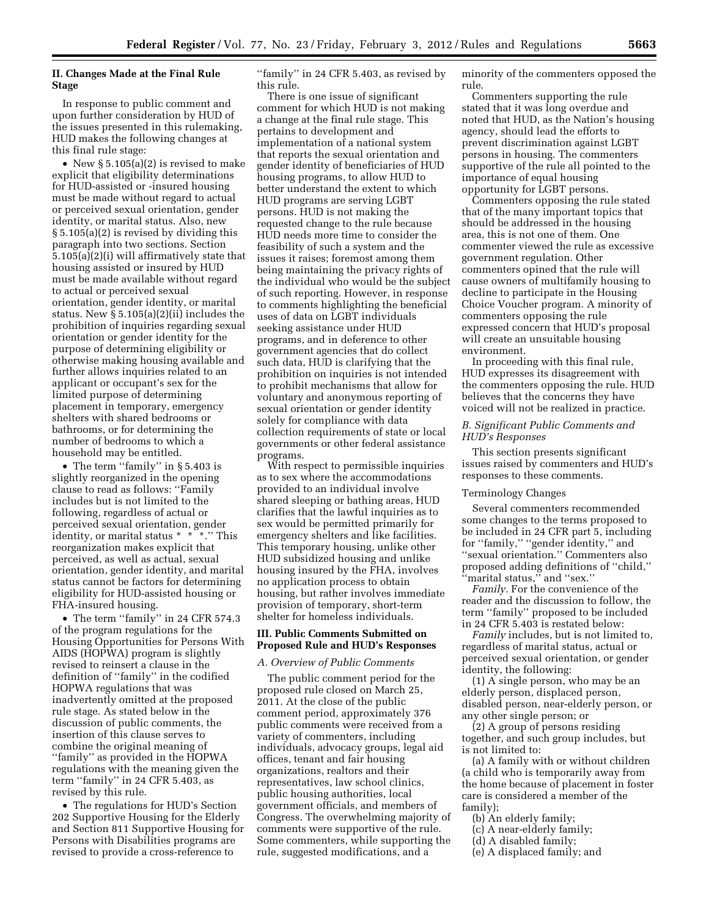## II. Changes Made at the Final Rule Stage

In response to public comment and upon further consideration by HUD of the issues presented in this rulemaking, HUD makes the following changes at this final rule stage:

- New § 5.105(a)(2) is revised to make explicit that eligibility determinations for HUD-assisted or -insured housing must be made without regard to actual or perceived sexual orientation, gender identity, or marital status. Also, new § 5.105(a)(2) is revised by dividing this paragraph into two sections. Section 5.105(a)(2)(i) will affirmatively state that housing assisted or insured by HUD must be made available without regard to actual or perceived sexual orientation, gender identity, or marital status. New § 5.105(a)(2)(ii) includes the prohibition of inquiries regarding sexual orientation or gender identity for the purpose of determining eligibility or otherwise making housing available and further allows inquiries related to an applicant or occupant's sex for the limited purpose of determining placement in temporary, emergency shelters with shared bedrooms or bathrooms, or for determining the number of bedrooms to which a household may be entitled.
- The term ''family'' in § 5.403 is slightly reorganized in the opening clause to read as follows: ''Family includes but is not limited to the following, regardless of actual or perceived sexual orientation, gender identity, or marital status * * *.'' This reorganization makes explicit that perceived, as well as actual, sexual orientation, gender identity, and marital status cannot be factors for determining eligibility for HUD-assisted housing or FHA-insured housing.
- The term ''family'' in 24 CFR 574.3 of the program regulations for the Housing Opportunities for Persons With AIDS (HOPWA) program is slightly revised to reinsert a clause in the definition of ''family'' in the codified HOPWA regulations that was inadvertently omitted at the proposed rule stage. As stated below in the discussion of public comments, the insertion of this clause serves to combine the original meaning of ''family'' as provided in the HOPWA regulations with the meaning given the term ''family'' in 24 CFR 5.403, as revised by this rule.
- The regulations for HUD's Section 202 Supportive Housing for the Elderly and Section 811 Supportive Housing for Persons with Disabilities programs are revised to provide a cross-reference to ''family'' in 24 CFR 5.403, as revised by this rule.

There is one issue of significant comment for which HUD is not making a change at the final rule stage. This pertains to development and implementation of a national system that reports the sexual orientation and gender identity of beneficiaries of HUD housing programs, to allow HUD to better understand the extent to which HUD programs are serving LGBT persons. HUD is not making the requested change to the rule because HUD needs more time to consider the feasibility of such a system and the issues it raises; foremost among them being maintaining the privacy rights of the individual who would be the subject of such reporting. However, in response to comments highlighting the beneficial uses of data on LGBT individuals seeking assistance under HUD programs, and in deference to other government agencies that do collect such data, HUD is clarifying that the prohibition on inquiries is not intended to prohibit mechanisms that allow for voluntary and anonymous reporting of sexual orientation or gender identity solely for compliance with data collection requirements of state or local governments or other federal assistance programs.

With respect to permissible inquiries as to sex where the accommodations provided to an individual involve shared sleeping or bathing areas, HUD clarifies that the lawful inquiries as to sex would be permitted primarily for emergency shelters and like facilities. This temporary housing, unlike other HUD subsidized housing and unlike housing insured by the FHA, involves no application process to obtain housing, but rather involves immediate provision of temporary, short-term shelter for homeless individuals.

## III. Public Comments Submitted on Proposed Rule and HUD's Responses

### A. Overview of Public Comments

The public comment period for the proposed rule closed on March 25, 2011. At the close of the public comment period, approximately 376 public comments were received from a variety of commenters, including individuals, advocacy groups, legal aid offices, tenant and fair housing organizations, realtors and their representatives, law school clinics, public housing authorities, local government officials, and members of Congress. The overwhelming majority of comments were supportive of the rule. Some commenters, while supporting the rule, suggested modifications, and a minority of the commenters opposed the rule.

Commenters supporting the rule stated that it was long overdue and noted that HUD, as the Nation's housing agency, should lead the efforts to prevent discrimination against LGBT persons in housing. The commenters supportive of the rule all pointed to the importance of equal housing opportunity for LGBT persons.

Commenters opposing the rule stated that of the many important topics that should be addressed in the housing area, this is not one of them. One commenter viewed the rule as excessive government regulation. Other commenters opined that the rule will cause owners of multifamily housing to decline to participate in the Housing Choice Voucher program. A minority of commenters opposing the rule expressed concern that HUD's proposal will create an unsuitable housing environment.

In proceeding with this final rule, HUD expresses its disagreement with the commenters opposing the rule. HUD believes that the concerns they have voiced will not be realized in practice.

### B. Significant Public Comments and HUD's Responses

This section presents significant issues raised by commenters and HUD's responses to these comments.

#### Terminology Changes

Several commenters recommended some changes to the terms proposed to be included in 24 CFR part 5, including for ''family,'' ''gender identity,'' and ''sexual orientation.'' Commenters also proposed adding definitions of ''child,'' ''marital status,'' and ''sex.''

*Family.* For the convenience of the reader and the discussion to follow, the term ''family'' proposed to be included in 24 CFR 5.403 is restated below:

*Family* includes, but is not limited to, regardless of marital status, actual or perceived sexual orientation, or gender identity, the following:

(1) A single person, who may be an elderly person, displaced person, disabled person, near-elderly person, or any other single person; or

(2) A group of persons residing together, and such group includes, but is not limited to:

(a) A family with or without children (a child who is temporarily away from the home because of placement in foster care is considered a member of the family);

(b) An elderly family;

(c) A near-elderly family;

(d) A disabled family;

(e) A displaced family; and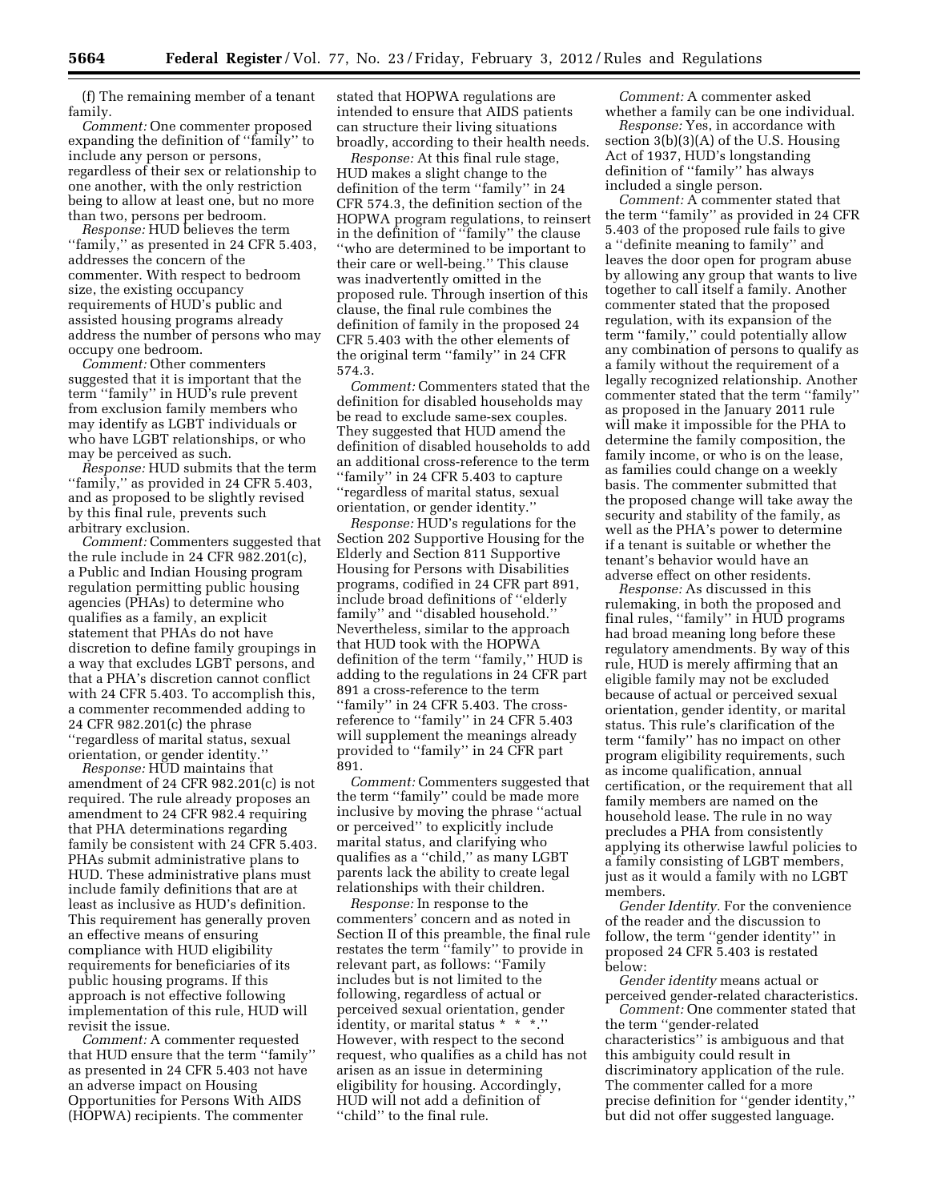(f) The remaining member of a tenant family.

*Comment:* One commenter proposed expanding the definition of ''family'' to include any person or persons, regardless of their sex or relationship to one another, with the only restriction being to allow at least one, but no more than two, persons per bedroom.

*Response:* HUD believes the term ''family,'' as presented in 24 CFR 5.403, addresses the concern of the commenter. With respect to bedroom size, the existing occupancy requirements of HUD's public and assisted housing programs already address the number of persons who may occupy one bedroom.

*Comment:* Other commenters suggested that it is important that the term ''family'' in HUD's rule prevent from exclusion family members who may identify as LGBT individuals or who have LGBT relationships, or who may be perceived as such.

*Response:* HUD submits that the term ''family,'' as provided in 24 CFR 5.403, and as proposed to be slightly revised by this final rule, prevents such arbitrary exclusion.

*Comment:* Commenters suggested that the rule include in 24 CFR 982.201(c), a Public and Indian Housing program regulation permitting public housing agencies (PHAs) to determine who qualifies as a family, an explicit statement that PHAs do not have discretion to define family groupings in a way that excludes LGBT persons, and that a PHA's discretion cannot conflict with 24 CFR 5.403. To accomplish this, a commenter recommended adding to 24 CFR 982.201(c) the phrase ''regardless of marital status, sexual orientation, or gender identity.''

*Response:* HUD maintains that amendment of 24 CFR 982.201(c) is not required. The rule already proposes an amendment to 24 CFR 982.4 requiring that PHA determinations regarding family be consistent with 24 CFR 5.403. PHAs submit administrative plans to HUD. These administrative plans must include family definitions that are at least as inclusive as HUD's definition. This requirement has generally proven an effective means of ensuring compliance with HUD eligibility requirements for beneficiaries of its public housing programs. If this approach is not effective following implementation of this rule, HUD will revisit the issue.

*Comment:* A commenter requested that HUD ensure that the term ''family'' as presented in 24 CFR 5.403 not have an adverse impact on Housing Opportunities for Persons With AIDS (HOPWA) recipients. The commenter stated that HOPWA regulations are intended to ensure that AIDS patients can structure their living situations broadly, according to their health needs.

*Response:* At this final rule stage, HUD makes a slight change to the definition of the term ''family'' in 24 CFR 574.3, the definition section of the HOPWA program regulations, to reinsert in the definition of ''family'' the clause ''who are determined to be important to their care or well-being.'' This clause was inadvertently omitted in the proposed rule. Through insertion of this clause, the final rule combines the definition of family in the proposed 24 CFR 5.403 with the other elements of the original term ''family'' in 24 CFR 574.3.

*Comment:* Commenters stated that the definition for disabled households may be read to exclude same-sex couples. They suggested that HUD amend the definition of disabled households to add an additional cross-reference to the term ''family'' in 24 CFR 5.403 to capture ''regardless of marital status, sexual orientation, or gender identity.''

*Response:* HUD's regulations for the Section 202 Supportive Housing for the Elderly and Section 811 Supportive Housing for Persons with Disabilities programs, codified in 24 CFR part 891, include broad definitions of ''elderly family'' and ''disabled household.'' Nevertheless, similar to the approach that HUD took with the HOPWA definition of the term ''family,'' HUD is adding to the regulations in 24 CFR part 891 a cross-reference to the term ''family'' in 24 CFR 5.403. The cross-reference to ''family'' in 24 CFR 5.403 will supplement the meanings already provided to ''family'' in 24 CFR part 891.

*Comment:* Commenters suggested that the term ''family'' could be made more inclusive by moving the phrase ''actual or perceived'' to explicitly include marital status, and clarifying who qualifies as a ''child,'' as many LGBT parents lack the ability to create legal relationships with their children.

*Response:* In response to the commenters' concern and as noted in Section II of this preamble, the final rule restates the term ''family'' to provide in relevant part, as follows: ''Family includes but is not limited to the following, regardless of actual or perceived sexual orientation, gender identity, or marital status * * *.'' However, with respect to the second request, who qualifies as a child has not arisen as an issue in determining eligibility for housing. Accordingly, HUD will not add a definition of ''child'' to the final rule.

*Comment:* A commenter asked whether a family can be one individual.

*Response:* Yes, in accordance with section 3(b)(3)(A) of the U.S. Housing Act of 1937, HUD's longstanding definition of ''family'' has always included a single person.

*Comment:* A commenter stated that the term ''family'' as provided in 24 CFR 5.403 of the proposed rule fails to give a ''definite meaning to family'' and leaves the door open for program abuse by allowing any group that wants to live together to call itself a family. Another commenter stated that the proposed regulation, with its expansion of the term ''family,'' could potentially allow any combination of persons to qualify as a family without the requirement of a legally recognized relationship. Another commenter stated that the term ''family'' as proposed in the January 2011 rule will make it impossible for the PHA to determine the family composition, the family income, or who is on the lease, as families could change on a weekly basis. The commenter submitted that the proposed change will take away the security and stability of the family, as well as the PHA's power to determine if a tenant is suitable or whether the tenant's behavior would have an adverse effect on other residents.

*Response:* As discussed in this rulemaking, in both the proposed and final rules, ''family'' in HUD programs had broad meaning long before these regulatory amendments. By way of this rule, HUD is merely affirming that an eligible family may not be excluded because of actual or perceived sexual orientation, gender identity, or marital status. This rule's clarification of the term ''family'' has no impact on other program eligibility requirements, such as income qualification, annual certification, or the requirement that all family members are named on the household lease. The rule in no way precludes a PHA from consistently applying its otherwise lawful policies to a family consisting of LGBT members, just as it would a family with no LGBT members.

*Gender Identity.* For the convenience of the reader and the discussion to follow, the term ''gender identity'' in proposed 24 CFR 5.403 is restated below:

*Gender identity* means actual or perceived gender-related characteristics.

*Comment:* One commenter stated that the term ''gender-related characteristics'' is ambiguous and that this ambiguity could result in discriminatory application of the rule. The commenter called for a more precise definition for ''gender identity,'' but did not offer suggested language.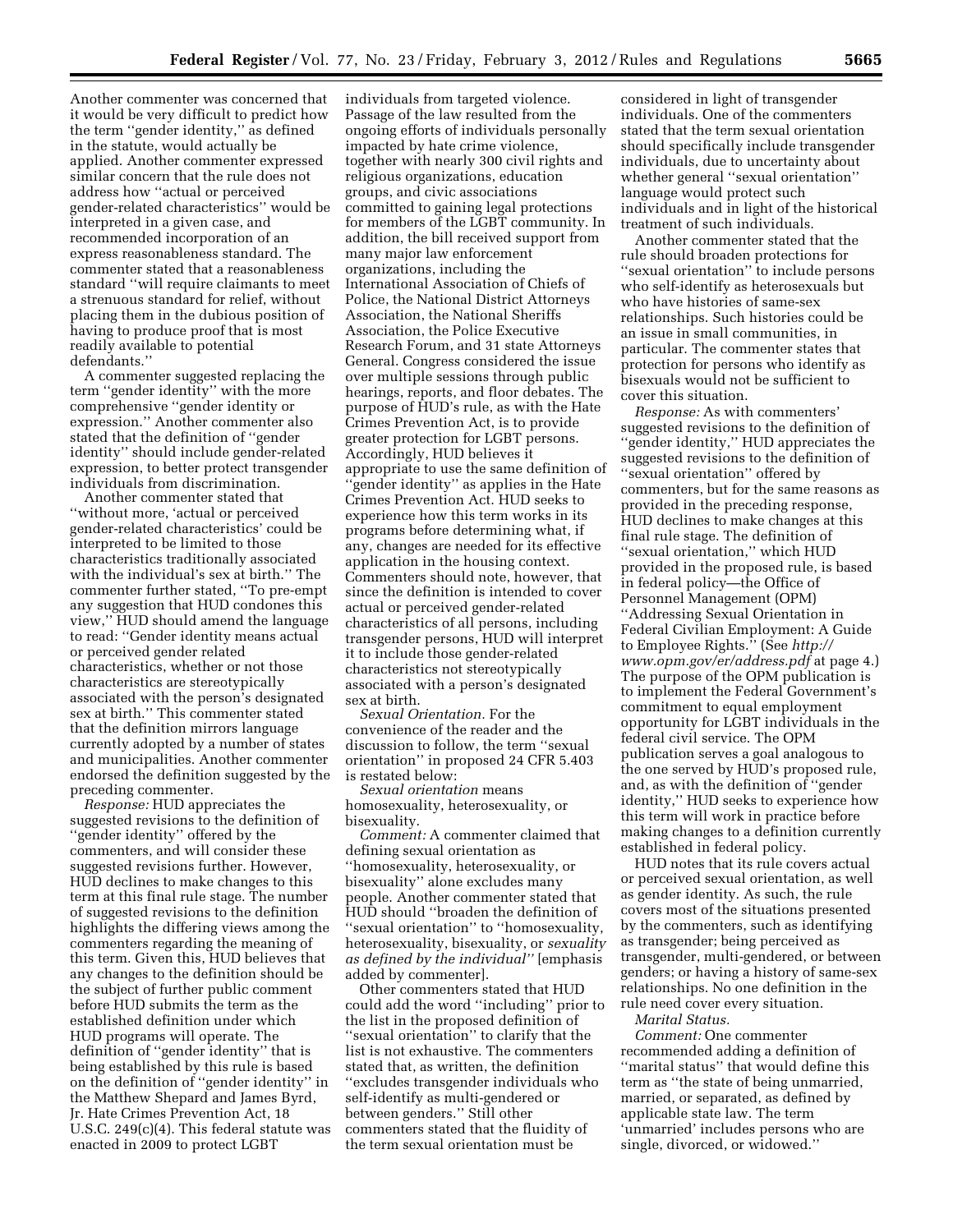Another commenter was concerned that it would be very difficult to predict how the term ''gender identity,'' as defined in the statute, would actually be applied. Another commenter expressed similar concern that the rule does not address how ''actual or perceived gender-related characteristics'' would be interpreted in a given case, and recommended incorporation of an express reasonableness standard. The commenter stated that a reasonableness standard ''will require claimants to meet a strenuous standard for relief, without placing them in the dubious position of having to produce proof that is most readily available to potential defendants.''

A commenter suggested replacing the term ''gender identity'' with the more comprehensive ''gender identity or expression.'' Another commenter also stated that the definition of ''gender identity'' should include gender-related expression, to better protect transgender individuals from discrimination.

Another commenter stated that ''without more, 'actual or perceived gender-related characteristics' could be interpreted to be limited to those characteristics traditionally associated with the individual's sex at birth.'' The commenter further stated, ''To pre-empt any suggestion that HUD condones this view,'' HUD should amend the language to read: ''Gender identity means actual or perceived gender related characteristics, whether or not those characteristics are stereotypically associated with the person's designated sex at birth.'' This commenter stated that the definition mirrors language currently adopted by a number of states and municipalities. Another commenter endorsed the definition suggested by the preceding commenter.

*Response:* HUD appreciates the suggested revisions to the definition of ''gender identity'' offered by the commenters, and will consider these suggested revisions further. However, HUD declines to make changes to this term at this final rule stage. The number of suggested revisions to the definition highlights the differing views among the commenters regarding the meaning of this term. Given this, HUD believes that any changes to the definition should be the subject of further public comment before HUD submits the term as the established definition under which HUD programs will operate. The definition of ''gender identity'' that is being established by this rule is based on the definition of ''gender identity'' in the Matthew Shepard and James Byrd, Jr. Hate Crimes Prevention Act, 18 U.S.C. 249(c)(4). This federal statute was enacted in 2009 to protect LGBT individuals from targeted violence. Passage of the law resulted from the ongoing efforts of individuals personally impacted by hate crime violence, together with nearly 300 civil rights and religious organizations, education groups, and civic associations committed to gaining legal protections for members of the LGBT community. In addition, the bill received support from many major law enforcement organizations, including the International Association of Chiefs of Police, the National District Attorneys Association, the National Sheriffs Association, the Police Executive Research Forum, and 31 state Attorneys General. Congress considered the issue over multiple sessions through public hearings, reports, and floor debates. The purpose of HUD's rule, as with the Hate Crimes Prevention Act, is to provide greater protection for LGBT persons. Accordingly, HUD believes it appropriate to use the same definition of ''gender identity'' as applies in the Hate Crimes Prevention Act. HUD seeks to experience how this term works in its programs before determining what, if any, changes are needed for its effective application in the housing context. Commenters should note, however, that since the definition is intended to cover actual or perceived gender-related characteristics of all persons, including transgender persons, HUD will interpret it to include those gender-related characteristics not stereotypically associated with a person's designated sex at birth.

*Sexual Orientation.* For the convenience of the reader and the discussion to follow, the term ''sexual orientation'' in proposed 24 CFR 5.403 is restated below:

*Sexual orientation* means homosexuality, heterosexuality, or bisexuality.

*Comment:* A commenter claimed that defining sexual orientation as ''homosexuality, heterosexuality, or bisexuality'' alone excludes many people. Another commenter stated that HUD should ''broaden the definition of ''sexual orientation'' to ''homosexuality, heterosexuality, bisexuality, or *sexuality as defined by the individual''* [emphasis added by commenter].

Other commenters stated that HUD could add the word ''including'' prior to the list in the proposed definition of ''sexual orientation'' to clarify that the list is not exhaustive. The commenters stated that, as written, the definition ''excludes transgender individuals who self-identify as multi-gendered or between genders.'' Still other commenters stated that the fluidity of the term sexual orientation must be considered in light of transgender individuals. One of the commenters stated that the term sexual orientation should specifically include transgender individuals, due to uncertainty about whether general ''sexual orientation'' language would protect such individuals and in light of the historical treatment of such individuals.

Another commenter stated that the rule should broaden protections for ''sexual orientation'' to include persons who self-identify as heterosexuals but who have histories of same-sex relationships. Such histories could be an issue in small communities, in particular. The commenter states that protection for persons who identify as bisexuals would not be sufficient to cover this situation.

*Response:* As with commenters' suggested revisions to the definition of ''gender identity,'' HUD appreciates the suggested revisions to the definition of ''sexual orientation'' offered by commenters, but for the same reasons as provided in the preceding response, HUD declines to make changes at this final rule stage. The definition of ''sexual orientation,'' which HUD provided in the proposed rule, is based in federal policy—the Office of Personnel Management (OPM) ''Addressing Sexual Orientation in Federal Civilian Employment: A Guide to Employee Rights.'' (See *http://www.opm.gov/er/address.pdf* at page 4.) The purpose of the OPM publication is to implement the Federal Government's commitment to equal employment opportunity for LGBT individuals in the federal civil service. The OPM publication serves a goal analogous to the one served by HUD's proposed rule, and, as with the definition of ''gender identity,'' HUD seeks to experience how this term will work in practice before making changes to a definition currently established in federal policy.

HUD notes that its rule covers actual or perceived sexual orientation, as well as gender identity. As such, the rule covers most of the situations presented by the commenters, such as identifying as transgender; being perceived as transgender, multi-gendered, or between genders; or having a history of same-sex relationships. No one definition in the rule need cover every situation.

*Marital Status.*

*Comment:* One commenter recommended adding a definition of ''marital status'' that would define this term as ''the state of being unmarried, married, or separated, as defined by applicable state law. The term 'unmarried' includes persons who are single, divorced, or widowed.''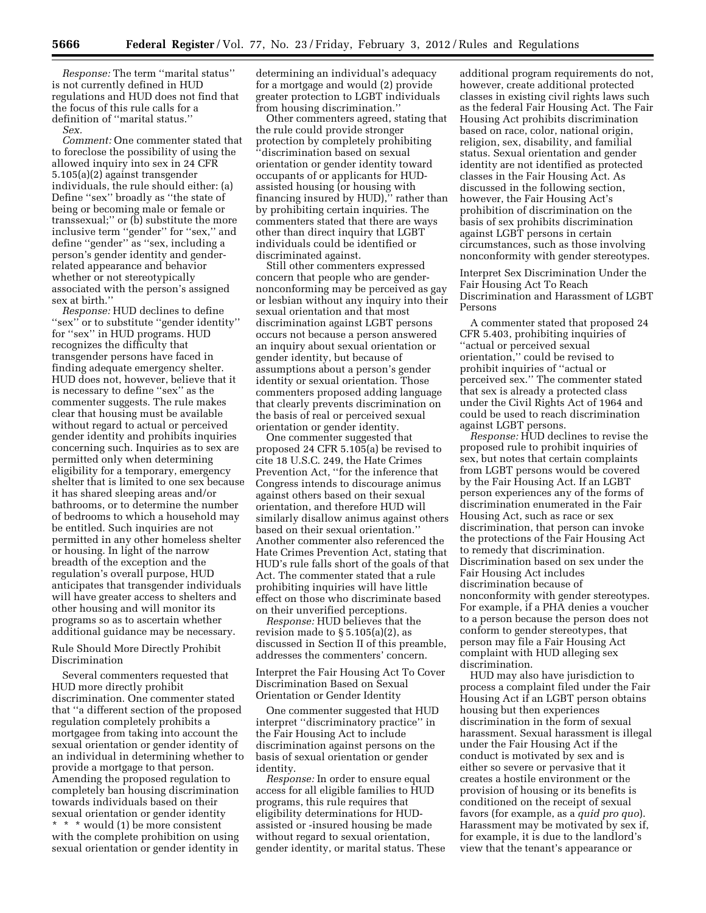*Response:* The term ''marital status'' is not currently defined in HUD regulations and HUD does not find that the focus of this rule calls for a definition of ''marital status.''

*Sex.*

*Comment:* One commenter stated that to foreclose the possibility of using the allowed inquiry into sex in 24 CFR 5.105(a)(2) against transgender individuals, the rule should either: (a) Define ''sex'' broadly as ''the state of being or becoming male or female or transsexual;'' or (b) substitute the more inclusive term ''gender'' for ''sex,'' and define ''gender'' as ''sex, including a person's gender identity and gender-related appearance and behavior whether or not stereotypically associated with the person's assigned sex at birth.''

*Response:* HUD declines to define ''sex'' or to substitute ''gender identity'' for ''sex'' in HUD programs. HUD recognizes the difficulty that transgender persons have faced in finding adequate emergency shelter. HUD does not, however, believe that it is necessary to define ''sex'' as the commenter suggests. The rule makes clear that housing must be available without regard to actual or perceived gender identity and prohibits inquiries concerning such. Inquiries as to sex are permitted only when determining eligibility for a temporary, emergency shelter that is limited to one sex because it has shared sleeping areas and/or bathrooms, or to determine the number of bedrooms to which a household may be entitled. Such inquiries are not permitted in any other homeless shelter or housing. In light of the narrow breadth of the exception and the regulation's overall purpose, HUD anticipates that transgender individuals will have greater access to shelters and other housing and will monitor its programs so as to ascertain whether additional guidance may be necessary.

Rule Should More Directly Prohibit Discrimination

Several commenters requested that HUD more directly prohibit discrimination. One commenter stated that ''a different section of the proposed regulation completely prohibits a mortgagee from taking into account the sexual orientation or gender identity of an individual in determining whether to provide a mortgage to that person. Amending the proposed regulation to completely ban housing discrimination towards individuals based on their sexual orientation or gender identity * * * would (1) be more consistent with the complete prohibition on using sexual orientation or gender identity in determining an individual's adequacy for a mortgage and would (2) provide greater protection to LGBT individuals from housing discrimination.''

Other commenters agreed, stating that the rule could provide stronger protection by completely prohibiting ''discrimination based on sexual orientation or gender identity toward occupants of or applicants for HUD-assisted housing (or housing with financing insured by HUD),'' rather than by prohibiting certain inquiries. The commenters stated that there are ways other than direct inquiry that LGBT individuals could be identified or discriminated against.

Still other commenters expressed concern that people who are gender-nonconforming may be perceived as gay or lesbian without any inquiry into their sexual orientation and that most discrimination against LGBT persons occurs not because a person answered an inquiry about sexual orientation or gender identity, but because of assumptions about a person's gender identity or sexual orientation. Those commenters proposed adding language that clearly prevents discrimination on the basis of real or perceived sexual orientation or gender identity.

One commenter suggested that proposed 24 CFR 5.105(a) be revised to cite 18 U.S.C. 249, the Hate Crimes Prevention Act, ''for the inference that Congress intends to discourage animus against others based on their sexual orientation, and therefore HUD will similarly disallow animus against others based on their sexual orientation.'' Another commenter also referenced the Hate Crimes Prevention Act, stating that HUD's rule falls short of the goals of that Act. The commenter stated that a rule prohibiting inquiries will have little effect on those who discriminate based on their unverified perceptions.

*Response:* HUD believes that the revision made to § 5.105(a)(2), as discussed in Section II of this preamble, addresses the commenters' concern.

Interpret the Fair Housing Act To Cover Discrimination Based on Sexual Orientation or Gender Identity

One commenter suggested that HUD interpret ''discriminatory practice'' in the Fair Housing Act to include discrimination against persons on the basis of sexual orientation or gender identity.

*Response:* In order to ensure equal access for all eligible families to HUD programs, this rule requires that eligibility determinations for HUD-assisted or -insured housing be made without regard to sexual orientation, gender identity, or marital status. These additional program requirements do not, however, create additional protected classes in existing civil rights laws such as the federal Fair Housing Act. The Fair Housing Act prohibits discrimination based on race, color, national origin, religion, sex, disability, and familial status. Sexual orientation and gender identity are not identified as protected classes in the Fair Housing Act. As discussed in the following section, however, the Fair Housing Act's prohibition of discrimination on the basis of sex prohibits discrimination against LGBT persons in certain circumstances, such as those involving nonconformity with gender stereotypes.

Interpret Sex Discrimination Under the Fair Housing Act To Reach Discrimination and Harassment of LGBT Persons

A commenter stated that proposed 24 CFR 5.403, prohibiting inquiries of ''actual or perceived sexual orientation,'' could be revised to prohibit inquiries of ''actual or perceived sex.'' The commenter stated that sex is already a protected class under the Civil Rights Act of 1964 and could be used to reach discrimination against LGBT persons.

*Response:* HUD declines to revise the proposed rule to prohibit inquiries of sex, but notes that certain complaints from LGBT persons would be covered by the Fair Housing Act. If an LGBT person experiences any of the forms of discrimination enumerated in the Fair Housing Act, such as race or sex discrimination, that person can invoke the protections of the Fair Housing Act to remedy that discrimination. Discrimination based on sex under the Fair Housing Act includes discrimination because of nonconformity with gender stereotypes. For example, if a PHA denies a voucher to a person because the person does not conform to gender stereotypes, that person may file a Fair Housing Act complaint with HUD alleging sex discrimination.

HUD may also have jurisdiction to process a complaint filed under the Fair Housing Act if an LGBT person obtains housing but then experiences discrimination in the form of sexual harassment. Sexual harassment is illegal under the Fair Housing Act if the conduct is motivated by sex and is either so severe or pervasive that it creates a hostile environment or the provision of housing or its benefits is conditioned on the receipt of sexual favors (for example, as a *quid pro quo*). Harassment may be motivated by sex if, for example, it is due to the landlord's view that the tenant's appearance or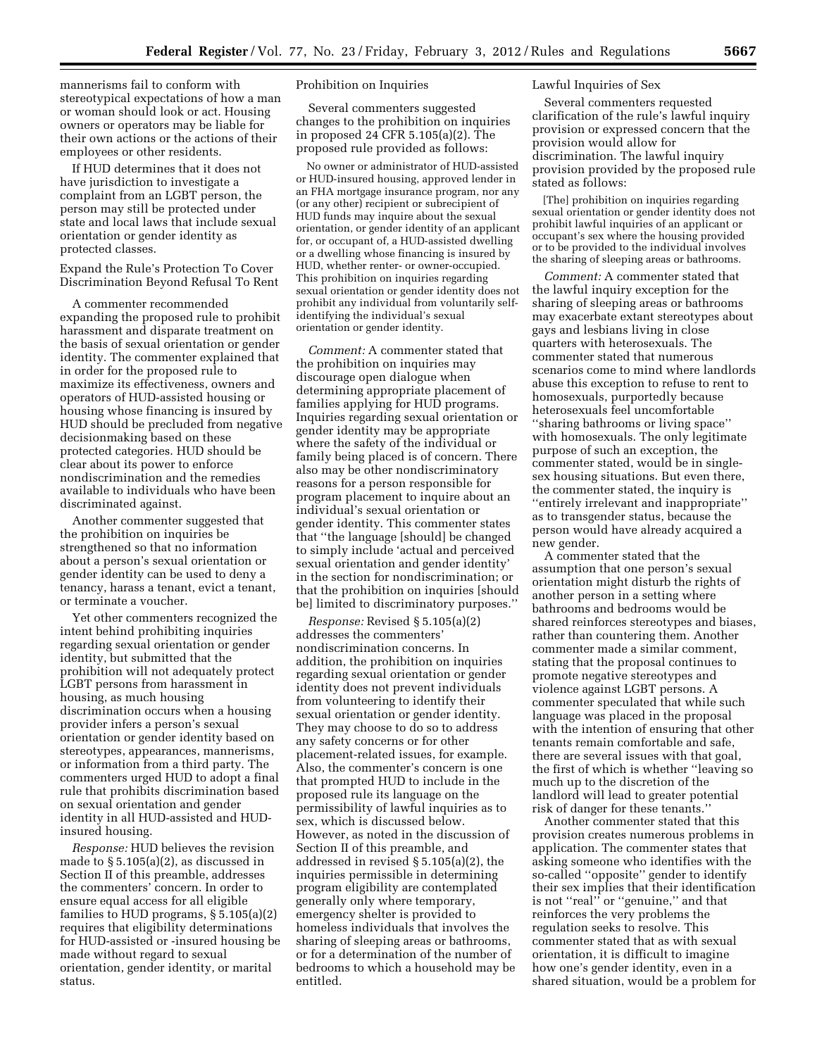mannerisms fail to conform with stereotypical expectations of how a man or woman should look or act. Housing owners or operators may be liable for their own actions or the actions of their employees or other residents.

If HUD determines that it does not have jurisdiction to investigate a complaint from an LGBT person, the person may still be protected under state and local laws that include sexual orientation or gender identity as protected classes.

Expand the Rule's Protection To Cover Discrimination Beyond Refusal To Rent

A commenter recommended expanding the proposed rule to prohibit harassment and disparate treatment on the basis of sexual orientation or gender identity. The commenter explained that in order for the proposed rule to maximize its effectiveness, owners and operators of HUD-assisted housing or housing whose financing is insured by HUD should be precluded from negative decisionmaking based on these protected categories. HUD should be clear about its power to enforce nondiscrimination and the remedies available to individuals who have been discriminated against.

Another commenter suggested that the prohibition on inquiries be strengthened so that no information about a person's sexual orientation or gender identity can be used to deny a tenancy, harass a tenant, evict a tenant, or terminate a voucher.

Yet other commenters recognized the intent behind prohibiting inquiries regarding sexual orientation or gender identity, but submitted that the prohibition will not adequately protect LGBT persons from harassment in housing, as much housing discrimination occurs when a housing provider infers a person's sexual orientation or gender identity based on stereotypes, appearances, mannerisms, or information from a third party. The commenters urged HUD to adopt a final rule that prohibits discrimination based on sexual orientation and gender identity in all HUD-assisted and HUD-insured housing.

*Response:* HUD believes the revision made to § 5.105(a)(2), as discussed in Section II of this preamble, addresses the commenters' concern. In order to ensure equal access for all eligible families to HUD programs, § 5.105(a)(2) requires that eligibility determinations for HUD-assisted or -insured housing be made without regard to sexual orientation, gender identity, or marital status.

Prohibition on Inquiries

Several commenters suggested changes to the prohibition on inquiries in proposed 24 CFR 5.105(a)(2). The proposed rule provided as follows:

> No owner or administrator of HUD-assisted or HUD-insured housing, approved lender in an FHA mortgage insurance program, nor any (or any other) recipient or subrecipient of HUD funds may inquire about the sexual orientation, or gender identity of an applicant for, or occupant of, a HUD-assisted dwelling or a dwelling whose financing is insured by HUD, whether renter- or owner-occupied. This prohibition on inquiries regarding sexual orientation or gender identity does not prohibit any individual from voluntarily self-identifying the individual's sexual orientation or gender identity.

*Comment:* A commenter stated that the prohibition on inquiries may discourage open dialogue when determining appropriate placement of families applying for HUD programs. Inquiries regarding sexual orientation or gender identity may be appropriate where the safety of the individual or family being placed is of concern. There also may be other nondiscriminatory reasons for a person responsible for program placement to inquire about an individual's sexual orientation or gender identity. This commenter states that "the language [should] be changed to simply include 'actual and perceived sexual orientation and gender identity' in the section for nondiscrimination; or that the prohibition on inquiries [should be] limited to discriminatory purposes."

*Response:* Revised § 5.105(a)(2) addresses the commenters' nondiscrimination concerns. In addition, the prohibition on inquiries regarding sexual orientation or gender identity does not prevent individuals from volunteering to identify their sexual orientation or gender identity. They may choose to do so to address any safety concerns or for other placement-related issues, for example. Also, the commenter's concern is one that prompted HUD to include in the proposed rule its language on the permissibility of lawful inquiries as to sex, which is discussed below. However, as noted in the discussion of Section II of this preamble, and addressed in revised § 5.105(a)(2), the inquiries permissible in determining program eligibility are contemplated generally only where temporary, emergency shelter is provided to homeless individuals that involves the sharing of sleeping areas or bathrooms, or for a determination of the number of bedrooms to which a household may be entitled.

Lawful Inquiries of Sex

Several commenters requested clarification of the rule's lawful inquiry provision or expressed concern that the provision would allow for discrimination. The lawful inquiry provision provided by the proposed rule stated as follows:

> [The] prohibition on inquiries regarding sexual orientation or gender identity does not prohibit lawful inquiries of an applicant or occupant's sex where the housing provided or to be provided to the individual involves the sharing of sleeping areas or bathrooms.

*Comment:* A commenter stated that the lawful inquiry exception for the sharing of sleeping areas or bathrooms may exacerbate extant stereotypes about gays and lesbians living in close quarters with heterosexuals. The commenter stated that numerous scenarios come to mind where landlords abuse this exception to refuse to rent to homosexuals, purportedly because heterosexuals feel uncomfortable "sharing bathrooms or living space" with homosexuals. The only legitimate purpose of such an exception, the commenter stated, would be in single-sex housing situations. But even there, the commenter stated, the inquiry is "entirely irrelevant and inappropriate" as to transgender status, because the person would have already acquired a new gender.

A commenter stated that the assumption that one person's sexual orientation might disturb the rights of another person in a setting where bathrooms and bedrooms would be shared reinforces stereotypes and biases, rather than countering them. Another commenter made a similar comment, stating that the proposal continues to promote negative stereotypes and violence against LGBT persons. A commenter speculated that while such language was placed in the proposal with the intention of ensuring that other tenants remain comfortable and safe, there are several issues with that goal, the first of which is whether "leaving so much up to the discretion of the landlord will lead to greater potential risk of danger for these tenants."

Another commenter stated that this provision creates numerous problems in application. The commenter states that asking someone who identifies with the so-called "opposite" gender to identify their sex implies that their identification is not "real" or "genuine," and that reinforces the very problems the regulation seeks to resolve. This commenter stated that as with sexual orientation, it is difficult to imagine how one's gender identity, even in a shared situation, would be a problem for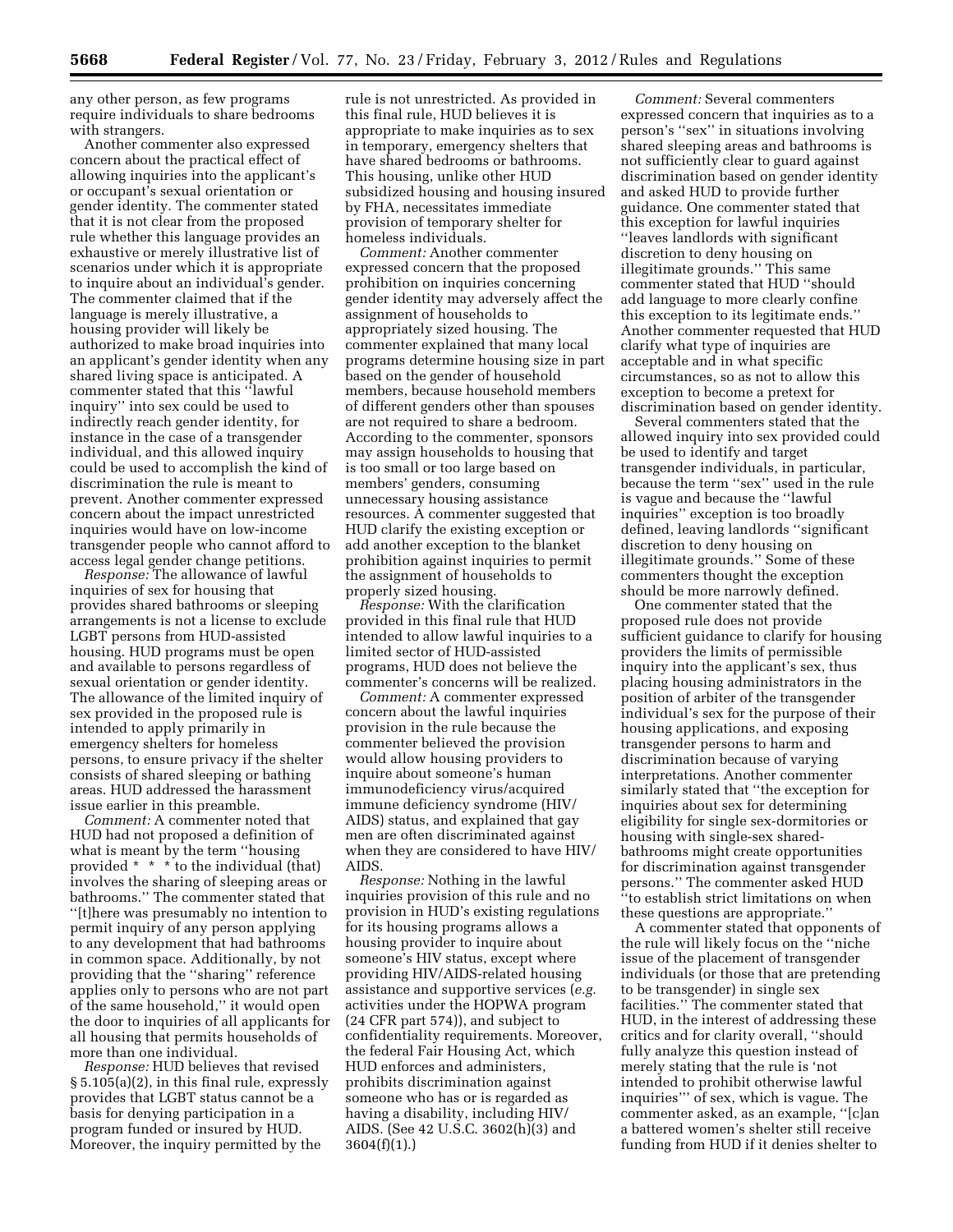any other person, as few programs require individuals to share bedrooms with strangers.

Another commenter also expressed concern about the practical effect of allowing inquiries into the applicant's or occupant's sexual orientation or gender identity. The commenter stated that it is not clear from the proposed rule whether this language provides an exhaustive or merely illustrative list of scenarios under which it is appropriate to inquire about an individual's gender. The commenter claimed that if the language is merely illustrative, a housing provider will likely be authorized to make broad inquiries into an applicant's gender identity when any shared living space is anticipated. A commenter stated that this ''lawful inquiry'' into sex could be used to indirectly reach gender identity, for instance in the case of a transgender individual, and this allowed inquiry could be used to accomplish the kind of discrimination the rule is meant to prevent. Another commenter expressed concern about the impact unrestricted inquiries would have on low-income transgender people who cannot afford to access legal gender change petitions.

*Response:* The allowance of lawful inquiries of sex for housing that provides shared bathrooms or sleeping arrangements is not a license to exclude LGBT persons from HUD-assisted housing. HUD programs must be open and available to persons regardless of sexual orientation or gender identity. The allowance of the limited inquiry of sex provided in the proposed rule is intended to apply primarily in emergency shelters for homeless persons, to ensure privacy if the shelter consists of shared sleeping or bathing areas. HUD addressed the harassment issue earlier in this preamble.

*Comment:* A commenter noted that HUD had not proposed a definition of what is meant by the term ''housing provided * * * to the individual (that) involves the sharing of sleeping areas or bathrooms.'' The commenter stated that ''[t]here was presumably no intention to permit inquiry of any person applying to any development that had bathrooms in common space. Additionally, by not providing that the ''sharing'' reference applies only to persons who are not part of the same household,'' it would open the door to inquiries of all applicants for all housing that permits households of more than one individual.

*Response:* HUD believes that revised § 5.105(a)(2), in this final rule, expressly provides that LGBT status cannot be a basis for denying participation in a program funded or insured by HUD. Moreover, the inquiry permitted by the rule is not unrestricted. As provided in this final rule, HUD believes it is appropriate to make inquiries as to sex in temporary, emergency shelters that have shared bedrooms or bathrooms. This housing, unlike other HUD subsidized housing and housing insured by FHA, necessitates immediate provision of temporary shelter for homeless individuals.

*Comment:* Another commenter expressed concern that the proposed prohibition on inquiries concerning gender identity may adversely affect the assignment of households to appropriately sized housing. The commenter explained that many local programs determine housing size in part based on the gender of household members, because household members of different genders other than spouses are not required to share a bedroom. According to the commenter, sponsors may assign households to housing that is too small or too large based on members' genders, consuming unnecessary housing assistance resources. A commenter suggested that HUD clarify the existing exception or add another exception to the blanket prohibition against inquiries to permit the assignment of households to properly sized housing.

*Response:* With the clarification provided in this final rule that HUD intended to allow lawful inquiries to a limited sector of HUD-assisted programs, HUD does not believe the commenter's concerns will be realized.

*Comment:* A commenter expressed concern about the lawful inquiries provision in the rule because the commenter believed the provision would allow housing providers to inquire about someone's human immunodeficiency virus/acquired immune deficiency syndrome (HIV/AIDS) status, and explained that gay men are often discriminated against when they are considered to have HIV/AIDS.

*Response:* Nothing in the lawful inquiries provision of this rule and no provision in HUD's existing regulations for its housing programs allows a housing provider to inquire about someone's HIV status, except where providing HIV/AIDS-related housing assistance and supportive services (*e.g.* activities under the HOPWA program (24 CFR part 574)), and subject to confidentiality requirements. Moreover, the federal Fair Housing Act, which HUD enforces and administers, prohibits discrimination against someone who has or is regarded as having a disability, including HIV/AIDS. (See 42 U.S.C. 3602(h)(3) and 3604(f)(1).)

*Comment:* Several commenters expressed concern that inquiries as to a person's ''sex'' in situations involving shared sleeping areas and bathrooms is not sufficiently clear to guard against discrimination based on gender identity and asked HUD to provide further guidance. One commenter stated that this exception for lawful inquiries ''leaves landlords with significant discretion to deny housing on illegitimate grounds.'' This same commenter stated that HUD ''should add language to more clearly confine this exception to its legitimate ends.'' Another commenter requested that HUD clarify what type of inquiries are acceptable and in what specific circumstances, so as not to allow this exception to become a pretext for discrimination based on gender identity.

Several commenters stated that the allowed inquiry into sex provided could be used to identify and target transgender individuals, in particular, because the term ''sex'' used in the rule is vague and because the ''lawful inquiries'' exception is too broadly defined, leaving landlords ''significant discretion to deny housing on illegitimate grounds.'' Some of these commenters thought the exception should be more narrowly defined.

One commenter stated that the proposed rule does not provide sufficient guidance to clarify for housing providers the limits of permissible inquiry into the applicant's sex, thus placing housing administrators in the position of arbiter of the transgender individual's sex for the purpose of their housing applications, and exposing transgender persons to harm and discrimination because of varying interpretations. Another commenter similarly stated that ''the exception for inquiries about sex for determining eligibility for single sex-dormitories or housing with single-sex shared-bathrooms might create opportunities for discrimination against transgender persons.'' The commenter asked HUD ''to establish strict limitations on when these questions are appropriate.''

A commenter stated that opponents of the rule will likely focus on the ''niche issue of the placement of transgender individuals (or those that are pretending to be transgender) in single sex facilities.'' The commenter stated that HUD, in the interest of addressing these critics and for clarity overall, ''should fully analyze this question instead of merely stating that the rule is 'not intended to prohibit otherwise lawful inquiries''' of sex, which is vague. The commenter asked, as an example, ''[c]an a battered women's shelter still receive funding from HUD if it denies shelter to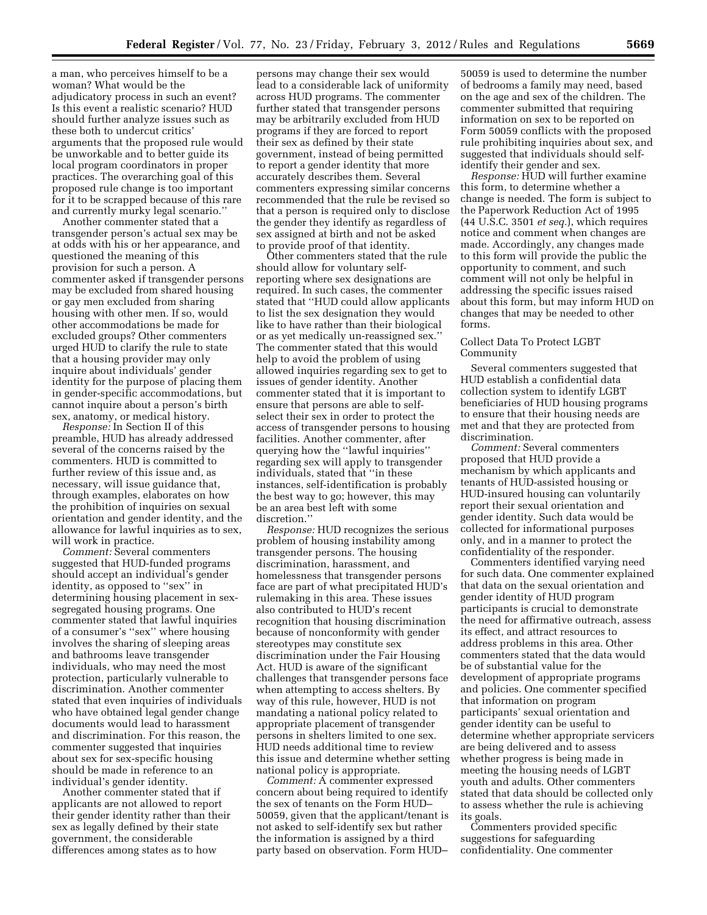a man, who perceives himself to be a woman? What would be the adjudicatory process in such an event? Is this event a realistic scenario? HUD should further analyze issues such as these both to undercut critics' arguments that the proposed rule would be unworkable and to better guide its local program coordinators in proper practices. The overarching goal of this proposed rule change is too important for it to be scrapped because of this rare and currently murky legal scenario.''

Another commenter stated that a transgender person's actual sex may be at odds with his or her appearance, and questioned the meaning of this provision for such a person. A commenter asked if transgender persons may be excluded from shared housing or gay men excluded from sharing housing with other men. If so, would other accommodations be made for excluded groups? Other commenters urged HUD to clarify the rule to state that a housing provider may only inquire about individuals' gender identity for the purpose of placing them in gender-specific accommodations, but cannot inquire about a person's birth sex, anatomy, or medical history.

*Response:* In Section II of this preamble, HUD has already addressed several of the concerns raised by the commenters. HUD is committed to further review of this issue and, as necessary, will issue guidance that, through examples, elaborates on how the prohibition of inquiries on sexual orientation and gender identity, and the allowance for lawful inquiries as to sex, will work in practice.

*Comment:* Several commenters suggested that HUD-funded programs should accept an individual's gender identity, as opposed to ''sex'' in determining housing placement in sex-segregated housing programs. One commenter stated that lawful inquiries of a consumer's ''sex'' where housing involves the sharing of sleeping areas and bathrooms leave transgender individuals, who may need the most protection, particularly vulnerable to discrimination. Another commenter stated that even inquiries of individuals who have obtained legal gender change documents would lead to harassment and discrimination. For this reason, the commenter suggested that inquiries about sex for sex-specific housing should be made in reference to an individual's gender identity.

Another commenter stated that if applicants are not allowed to report their gender identity rather than their sex as legally defined by their state government, the considerable differences among states as to how persons may change their sex would lead to a considerable lack of uniformity across HUD programs. The commenter further stated that transgender persons may be arbitrarily excluded from HUD programs if they are forced to report their sex as defined by their state government, instead of being permitted to report a gender identity that more accurately describes them. Several commenters expressing similar concerns recommended that the rule be revised so that a person is required only to disclose the gender they identify as regardless of sex assigned at birth and not be asked to provide proof of that identity.

Other commenters stated that the rule should allow for voluntary self-reporting where sex designations are required. In such cases, the commenter stated that ''HUD could allow applicants to list the sex designation they would like to have rather than their biological or as yet medically un-reassigned sex.'' The commenter stated that this would help to avoid the problem of using allowed inquiries regarding sex to get to issues of gender identity. Another commenter stated that it is important to ensure that persons are able to self-select their sex in order to protect the access of transgender persons to housing facilities. Another commenter, after querying how the ''lawful inquiries'' regarding sex will apply to transgender individuals, stated that ''in these instances, self-identification is probably the best way to go; however, this may be an area best left with some discretion.''

*Response:* HUD recognizes the serious problem of housing instability among transgender persons. The housing discrimination, harassment, and homelessness that transgender persons face are part of what precipitated HUD's rulemaking in this area. These issues also contributed to HUD's recent recognition that housing discrimination because of nonconformity with gender stereotypes may constitute sex discrimination under the Fair Housing Act. HUD is aware of the significant challenges that transgender persons face when attempting to access shelters. By way of this rule, however, HUD is not mandating a national policy related to appropriate placement of transgender persons in shelters limited to one sex. HUD needs additional time to review this issue and determine whether setting national policy is appropriate.

*Comment:* A commenter expressed concern about being required to identify the sex of tenants on the Form HUD–50059, given that the applicant/tenant is not asked to self-identify sex but rather the information is assigned by a third party based on observation. Form HUD–50059 is used to determine the number of bedrooms a family may need, based on the age and sex of the children. The commenter submitted that requiring information on sex to be reported on Form 50059 conflicts with the proposed rule prohibiting inquiries about sex, and suggested that individuals should self-identify their gender and sex.

*Response:* HUD will further examine this form, to determine whether a change is needed. The form is subject to the Paperwork Reduction Act of 1995 (44 U.S.C. 3501 *et seq.*), which requires notice and comment when changes are made. Accordingly, any changes made to this form will provide the public the opportunity to comment, and such comment will not only be helpful in addressing the specific issues raised about this form, but may inform HUD on changes that may be needed to other forms.

Collect Data To Protect LGBT Community

Several commenters suggested that HUD establish a confidential data collection system to identify LGBT beneficiaries of HUD housing programs to ensure that their housing needs are met and that they are protected from discrimination.

*Comment:* Several commenters proposed that HUD provide a mechanism by which applicants and tenants of HUD-assisted housing or HUD-insured housing can voluntarily report their sexual orientation and gender identity. Such data would be collected for informational purposes only, and in a manner to protect the confidentiality of the responder.

Commenters identified varying need for such data. One commenter explained that data on the sexual orientation and gender identity of HUD program participants is crucial to demonstrate the need for affirmative outreach, assess its effect, and attract resources to address problems in this area. Other commenters stated that the data would be of substantial value for the development of appropriate programs and policies. One commenter specified that information on program participants' sexual orientation and gender identity can be useful to determine whether appropriate servicers are being delivered and to assess whether progress is being made in meeting the housing needs of LGBT youth and adults. Other commenters stated that data should be collected only to assess whether the rule is achieving its goals.

Commenters provided specific suggestions for safeguarding confidentiality. One commenter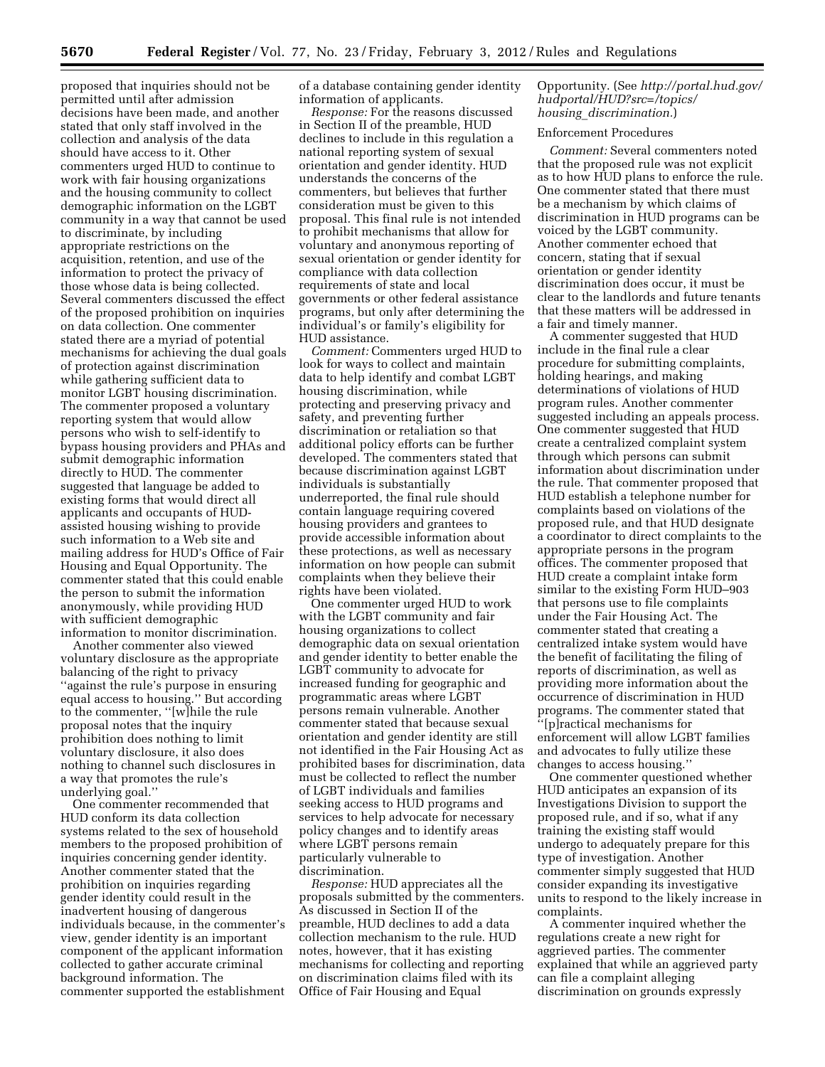proposed that inquiries should not be permitted until after admission decisions have been made, and another stated that only staff involved in the collection and analysis of the data should have access to it. Other commenters urged HUD to continue to work with fair housing organizations and the housing community to collect demographic information on the LGBT community in a way that cannot be used to discriminate, by including appropriate restrictions on the acquisition, retention, and use of the information to protect the privacy of those whose data is being collected. Several commenters discussed the effect of the proposed prohibition on inquiries on data collection. One commenter stated there are a myriad of potential mechanisms for achieving the dual goals of protection against discrimination while gathering sufficient data to monitor LGBT housing discrimination. The commenter proposed a voluntary reporting system that would allow persons who wish to self-identify to bypass housing providers and PHAs and submit demographic information directly to HUD. The commenter suggested that language be added to existing forms that would direct all applicants and occupants of HUD-assisted housing wishing to provide such information to a Web site and mailing address for HUD's Office of Fair Housing and Equal Opportunity. The commenter stated that this could enable the person to submit the information anonymously, while providing HUD with sufficient demographic information to monitor discrimination.

Another commenter also viewed voluntary disclosure as the appropriate balancing of the right to privacy ''against the rule's purpose in ensuring equal access to housing.'' But according to the commenter, ''[w]hile the rule proposal notes that the inquiry prohibition does nothing to limit voluntary disclosure, it also does nothing to channel such disclosures in a way that promotes the rule's underlying goal.''

One commenter recommended that HUD conform its data collection systems related to the sex of household members to the proposed prohibition of inquiries concerning gender identity. Another commenter stated that the prohibition on inquiries regarding gender identity could result in the inadvertent housing of dangerous individuals because, in the commenter's view, gender identity is an important component of the applicant information collected to gather accurate criminal background information. The commenter supported the establishment of a database containing gender identity information of applicants.

*Response:* For the reasons discussed in Section II of the preamble, HUD declines to include in this regulation a national reporting system of sexual orientation and gender identity. HUD understands the concerns of the commenters, but believes that further consideration must be given to this proposal. This final rule is not intended to prohibit mechanisms that allow for voluntary and anonymous reporting of sexual orientation or gender identity for compliance with data collection requirements of state and local governments or other federal assistance programs, but only after determining the individual's or family's eligibility for HUD assistance.

*Comment:* Commenters urged HUD to look for ways to collect and maintain data to help identify and combat LGBT housing discrimination, while protecting and preserving privacy and safety, and preventing further discrimination or retaliation so that additional policy efforts can be further developed. The commenters stated that because discrimination against LGBT individuals is substantially underreported, the final rule should contain language requiring covered housing providers and grantees to provide accessible information about these protections, as well as necessary information on how people can submit complaints when they believe their rights have been violated.

One commenter urged HUD to work with the LGBT community and fair housing organizations to collect demographic data on sexual orientation and gender identity to better enable the LGBT community to advocate for increased funding for geographic and programmatic areas where LGBT persons remain vulnerable. Another commenter stated that because sexual orientation and gender identity are still not identified in the Fair Housing Act as prohibited bases for discrimination, data must be collected to reflect the number of LGBT individuals and families seeking access to HUD programs and services to help advocate for necessary policy changes and to identify areas where LGBT persons remain particularly vulnerable to discrimination.

*Response:* HUD appreciates all the proposals submitted by the commenters. As discussed in Section II of the preamble, HUD declines to add a data collection mechanism to the rule. HUD notes, however, that it has existing mechanisms for collecting and reporting on discrimination claims filed with its Office of Fair Housing and Equal Opportunity. (See *http://portal.hud.gov/hudportal/HUD?src=/topics/housing_discrimination*.)

Enforcement Procedures

*Comment:* Several commenters noted that the proposed rule was not explicit as to how HUD plans to enforce the rule. One commenter stated that there must be a mechanism by which claims of discrimination in HUD programs can be voiced by the LGBT community. Another commenter echoed that concern, stating that if sexual orientation or gender identity discrimination does occur, it must be clear to the landlords and future tenants that these matters will be addressed in a fair and timely manner.

A commenter suggested that HUD include in the final rule a clear procedure for submitting complaints, holding hearings, and making determinations of violations of HUD program rules. Another commenter suggested including an appeals process. One commenter suggested that HUD create a centralized complaint system through which persons can submit information about discrimination under the rule. That commenter proposed that HUD establish a telephone number for complaints based on violations of the proposed rule, and that HUD designate a coordinator to direct complaints to the appropriate persons in the program offices. The commenter proposed that HUD create a complaint intake form similar to the existing Form HUD–903 that persons use to file complaints under the Fair Housing Act. The commenter stated that creating a centralized intake system would have the benefit of facilitating the filing of reports of discrimination, as well as providing more information about the occurrence of discrimination in HUD programs. The commenter stated that ''[p]ractical mechanisms for enforcement will allow LGBT families and advocates to fully utilize these changes to access housing.''

One commenter questioned whether HUD anticipates an expansion of its Investigations Division to support the proposed rule, and if so, what if any training the existing staff would undergo to adequately prepare for this type of investigation. Another commenter simply suggested that HUD consider expanding its investigative units to respond to the likely increase in complaints.

A commenter inquired whether the regulations create a new right for aggrieved parties. The commenter explained that while an aggrieved party can file a complaint alleging discrimination on grounds expressly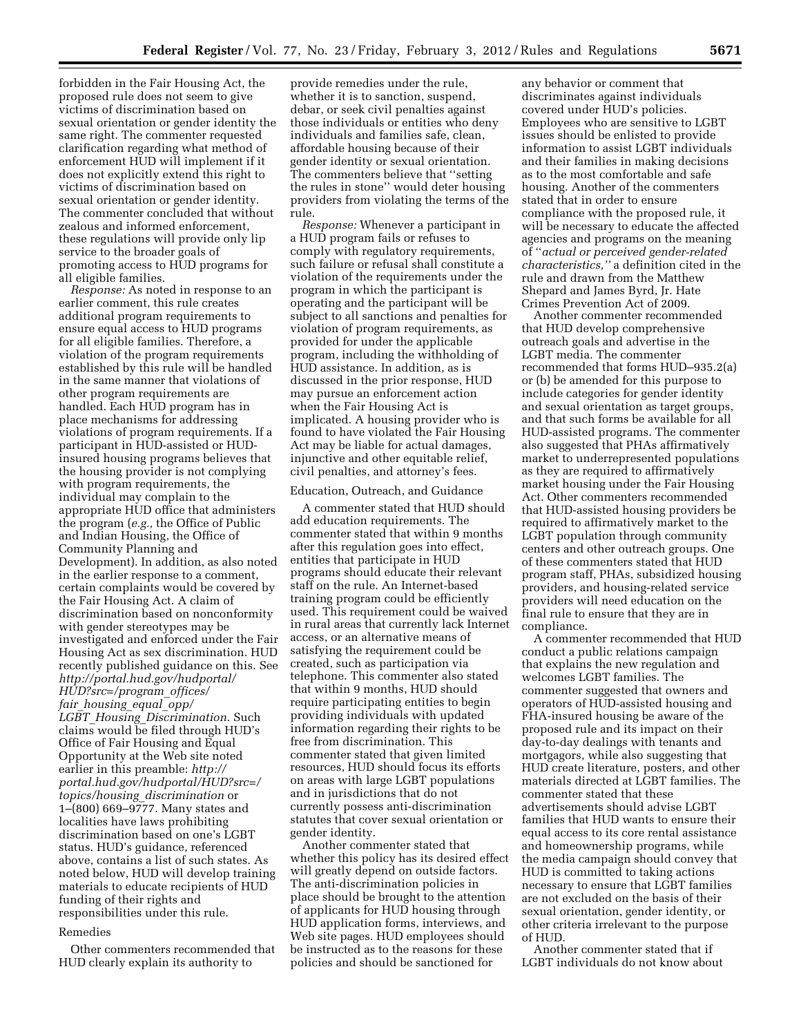forbidden in the Fair Housing Act, the proposed rule does not seem to give victims of discrimination based on sexual orientation or gender identity the same right. The commenter requested clarification regarding what method of enforcement HUD will implement if it does not explicitly extend this right to victims of discrimination based on sexual orientation or gender identity. The commenter concluded that without zealous and informed enforcement, these regulations will provide only lip service to the broader goals of promoting access to HUD programs for all eligible families.

*Response:* As noted in response to an earlier comment, this rule creates additional program requirements to ensure equal access to HUD programs for all eligible families. Therefore, a violation of the program requirements established by this rule will be handled in the same manner that violations of other program requirements are handled. Each HUD program has in place mechanisms for addressing violations of program requirements. If a participant in HUD-assisted or HUD-insured housing programs believes that the housing provider is not complying with program requirements, the individual may complain to the appropriate HUD office that administers the program (*e.g.,* the Office of Public and Indian Housing, the Office of Community Planning and Development). In addition, as also noted in the earlier response to a comment, certain complaints would be covered by the Fair Housing Act. A claim of discrimination based on nonconformity with gender stereotypes may be investigated and enforced under the Fair Housing Act as sex discrimination. HUD recently published guidance on this. See *http://portal.hud.gov/hudportal/HUD?src=/program_offices/fair_housing_equal_opp/LGBT_Housing_Discrimination.* Such claims would be filed through HUD's Office of Fair Housing and Equal Opportunity at the Web site noted earlier in this preamble: *http://portal.hud.gov/hudportal/HUD?src=/topics/housing_discrimination* or 1–(800) 669–9777. Many states and localities have laws prohibiting discrimination based on one's LGBT status. HUD's guidance, referenced above, contains a list of such states. As noted below, HUD will develop training materials to educate recipients of HUD funding of their rights and responsibilities under this rule.

Remedies

Other commenters recommended that HUD clearly explain its authority to provide remedies under the rule, whether it is to sanction, suspend, debar, or seek civil penalties against those individuals or entities who deny individuals and families safe, clean, affordable housing because of their gender identity or sexual orientation. The commenters believe that ''setting the rules in stone'' would deter housing providers from violating the terms of the rule.

*Response:* Whenever a participant in a HUD program fails or refuses to comply with regulatory requirements, such failure or refusal shall constitute a violation of the requirements under the program in which the participant is operating and the participant will be subject to all sanctions and penalties for violation of program requirements, as provided for under the applicable program, including the withholding of HUD assistance. In addition, as is discussed in the prior response, HUD may pursue an enforcement action when the Fair Housing Act is implicated. A housing provider who is found to have violated the Fair Housing Act may be liable for actual damages, injunctive and other equitable relief, civil penalties, and attorney's fees.

Education, Outreach, and Guidance

A commenter stated that HUD should add education requirements. The commenter stated that within 9 months after this regulation goes into effect, entities that participate in HUD programs should educate their relevant staff on the rule. An Internet-based training program could be efficiently used. This requirement could be waived in rural areas that currently lack Internet access, or an alternative means of satisfying the requirement could be created, such as participation via telephone. This commenter also stated that within 9 months, HUD should require participating entities to begin providing individuals with updated information regarding their rights to be free from discrimination. This commenter stated that given limited resources, HUD should focus its efforts on areas with large LGBT populations and in jurisdictions that do not currently possess anti-discrimination statutes that cover sexual orientation or gender identity.

Another commenter stated that whether this policy has its desired effect will greatly depend on outside factors. The anti-discrimination policies in place should be brought to the attention of applicants for HUD housing through HUD application forms, interviews, and Web site pages. HUD employees should be instructed as to the reasons for these policies and should be sanctioned for any behavior or comment that discriminates against individuals covered under HUD's policies. Employees who are sensitive to LGBT issues should be enlisted to provide information to assist LGBT individuals and their families in making decisions as to the most comfortable and safe housing. Another of the commenters stated that in order to ensure compliance with the proposed rule, it will be necessary to educate the affected agencies and programs on the meaning of ''*actual or perceived gender-related characteristics,*'' a definition cited in the rule and drawn from the Matthew Shepard and James Byrd, Jr. Hate Crimes Prevention Act of 2009.

Another commenter recommended that HUD develop comprehensive outreach goals and advertise in the LGBT media. The commenter recommended that forms HUD–935.2(a) or (b) be amended for this purpose to include categories for gender identity and sexual orientation as target groups, and that such forms be available for all HUD-assisted programs. The commenter also suggested that PHAs affirmatively market to underrepresented populations as they are required to affirmatively market housing under the Fair Housing Act. Other commenters recommended that HUD-assisted housing providers be required to affirmatively market to the LGBT population through community centers and other outreach groups. One of these commenters stated that HUD program staff, PHAs, subsidized housing providers, and housing-related service providers will need education on the final rule to ensure that they are in compliance.

A commenter recommended that HUD conduct a public relations campaign that explains the new regulation and welcomes LGBT families. The commenter suggested that owners and operators of HUD-assisted housing and FHA-insured housing be aware of the proposed rule and its impact on their day-to-day dealings with tenants and mortgagors, while also suggesting that HUD create literature, posters, and other materials directed at LGBT families. The commenter stated that these advertisements should advise LGBT families that HUD wants to ensure their equal access to its core rental assistance and homeownership programs, while the media campaign should convey that HUD is committed to taking actions necessary to ensure that LGBT families are not excluded on the basis of their sexual orientation, gender identity, or other criteria irrelevant to the purpose of HUD.

Another commenter stated that if LGBT individuals do not know about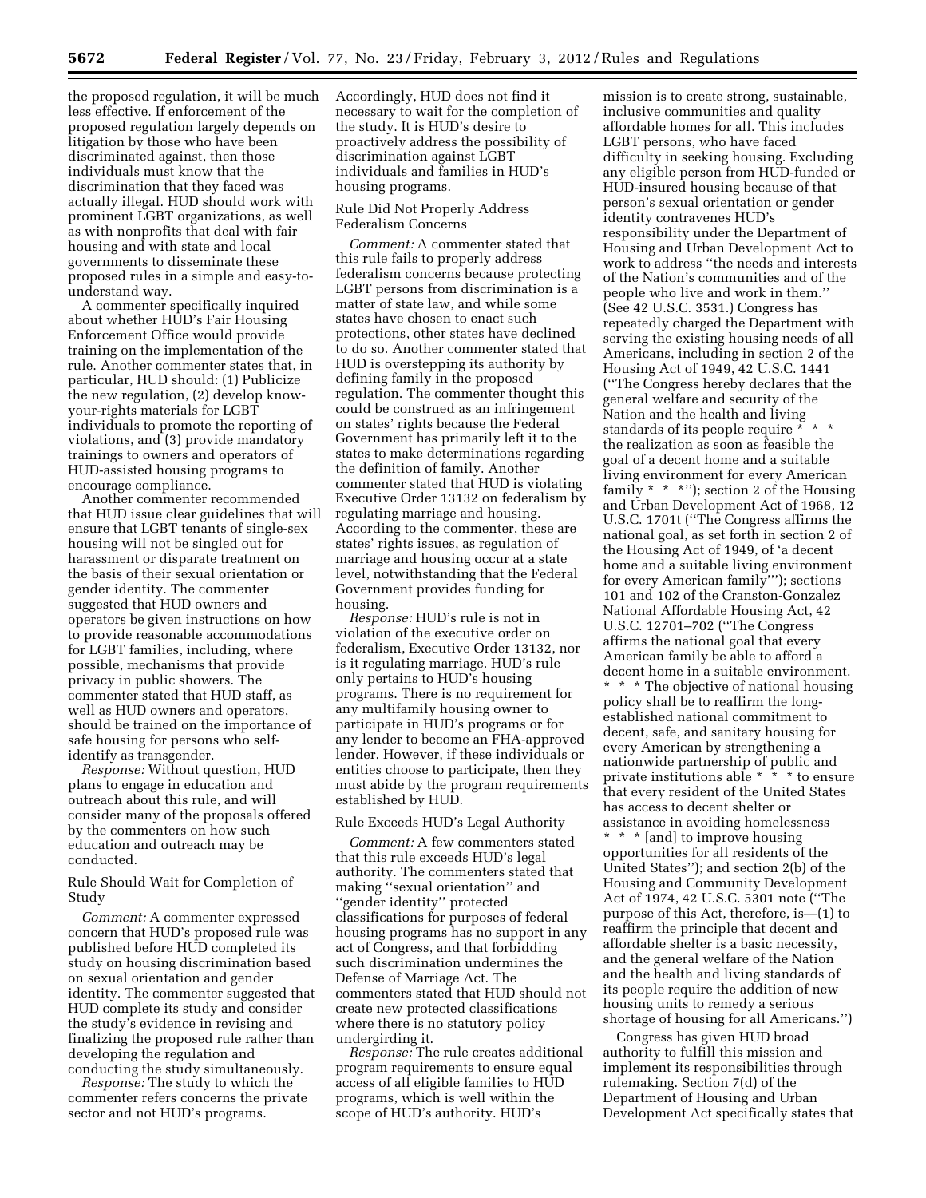the proposed regulation, it will be much less effective. If enforcement of the proposed regulation largely depends on litigation by those who have been discriminated against, then those individuals must know that the discrimination that they faced was actually illegal. HUD should work with prominent LGBT organizations, as well as with nonprofits that deal with fair housing and with state and local governments to disseminate these proposed rules in a simple and easy-to-understand way.

A commenter specifically inquired about whether HUD's Fair Housing Enforcement Office would provide training on the implementation of the rule. Another commenter states that, in particular, HUD should: (1) Publicize the new regulation, (2) develop know-your-rights materials for LGBT individuals to promote the reporting of violations, and (3) provide mandatory trainings to owners and operators of HUD-assisted housing programs to encourage compliance.

Another commenter recommended that HUD issue clear guidelines that will ensure that LGBT tenants of single-sex housing will not be singled out for harassment or disparate treatment on the basis of their sexual orientation or gender identity. The commenter suggested that HUD owners and operators be given instructions on how to provide reasonable accommodations for LGBT families, including, where possible, mechanisms that provide privacy in public showers. The commenter stated that HUD staff, as well as HUD owners and operators, should be trained on the importance of safe housing for persons who self-identify as transgender.

*Response:* Without question, HUD plans to engage in education and outreach about this rule, and will consider many of the proposals offered by the commenters on how such education and outreach may be conducted.

Rule Should Wait for Completion of Study

*Comment:* A commenter expressed concern that HUD's proposed rule was published before HUD completed its study on housing discrimination based on sexual orientation and gender identity. The commenter suggested that HUD complete its study and consider the study's evidence in revising and finalizing the proposed rule rather than developing the regulation and conducting the study simultaneously.

*Response:* The study to which the commenter refers concerns the private sector and not HUD's programs. Accordingly, HUD does not find it necessary to wait for the completion of the study. It is HUD's desire to proactively address the possibility of discrimination against LGBT individuals and families in HUD's housing programs.

Rule Did Not Properly Address Federalism Concerns

*Comment:* A commenter stated that this rule fails to properly address federalism concerns because protecting LGBT persons from discrimination is a matter of state law, and while some states have chosen to enact such protections, other states have declined to do so. Another commenter stated that HUD is overstepping its authority by defining family in the proposed regulation. The commenter thought this could be construed as an infringement on states' rights because the Federal Government has primarily left it to the states to make determinations regarding the definition of family. Another commenter stated that HUD is violating Executive Order 13132 on federalism by regulating marriage and housing. According to the commenter, these are states' rights issues, as regulation of marriage and housing occur at a state level, notwithstanding that the Federal Government provides funding for housing.

*Response:* HUD's rule is not in violation of the executive order on federalism, Executive Order 13132, nor is it regulating marriage. HUD's rule only pertains to HUD's housing programs. There is no requirement for any multifamily housing owner to participate in HUD's programs or for any lender to become an FHA-approved lender. However, if these individuals or entities choose to participate, then they must abide by the program requirements established by HUD.

Rule Exceeds HUD's Legal Authority

*Comment:* A few commenters stated that this rule exceeds HUD's legal authority. The commenters stated that making "sexual orientation" and "gender identity" protected classifications for purposes of federal housing programs has no support in any act of Congress, and that forbidding such discrimination undermines the Defense of Marriage Act. The commenters stated that HUD should not create new protected classifications where there is no statutory policy undergirding it.

*Response:* The rule creates additional program requirements to ensure equal access of all eligible families to HUD programs, which is well within the scope of HUD's authority. HUD's mission is to create strong, sustainable, inclusive communities and quality affordable homes for all. This includes LGBT persons, who have faced difficulty in seeking housing. Excluding any eligible person from HUD-funded or HUD-insured housing because of that person's sexual orientation or gender identity contravenes HUD's responsibility under the Department of Housing and Urban Development Act to work to address "the needs and interests of the Nation's communities and of the people who live and work in them." (See 42 U.S.C. 3531.) Congress has repeatedly charged the Department with serving the existing housing needs of all Americans, including in section 2 of the Housing Act of 1949, 42 U.S.C. 1441 ("The Congress hereby declares that the general welfare and security of the Nation and the health and living standards of its people require * * * the realization as soon as feasible the goal of a decent home and a suitable living environment for every American family * * *"); section 2 of the Housing and Urban Development Act of 1968, 12 U.S.C. 1701t ("The Congress affirms the national goal, as set forth in section 2 of the Housing Act of 1949, of 'a decent home and a suitable living environment for every American family'"); sections 101 and 102 of the Cranston-Gonzalez National Affordable Housing Act, 42 U.S.C. 12701–702 ("The Congress affirms the national goal that every American family be able to afford a decent home in a suitable environment. * * * The objective of national housing policy shall be to reaffirm the long-established national commitment to decent, safe, and sanitary housing for every American by strengthening a nationwide partnership of public and private institutions able * * * to ensure that every resident of the United States has access to decent shelter or assistance in avoiding homelessness * * * [and] to improve housing opportunities for all residents of the United States"); and section 2(b) of the Housing and Community Development Act of 1974, 42 U.S.C. 5301 note ("The purpose of this Act, therefore, is—(1) to reaffirm the principle that decent and affordable shelter is a basic necessity, and the general welfare of the Nation and the health and living standards of its people require the addition of new housing units to remedy a serious shortage of housing for all Americans.")

Congress has given HUD broad authority to fulfill this mission and implement its responsibilities through rulemaking. Section 7(d) of the Department of Housing and Urban Development Act specifically states that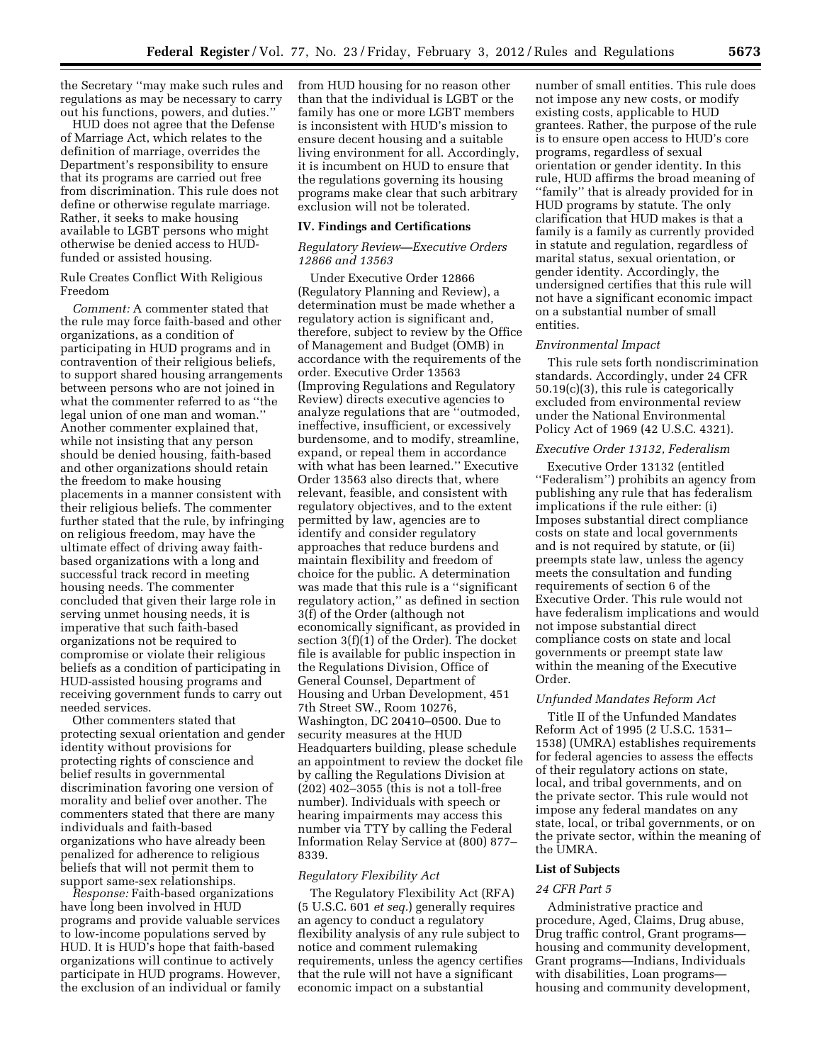the Secretary ''may make such rules and regulations as may be necessary to carry out his functions, powers, and duties.''

HUD does not agree that the Defense of Marriage Act, which relates to the definition of marriage, overrides the Department's responsibility to ensure that its programs are carried out free from discrimination. This rule does not define or otherwise regulate marriage. Rather, it seeks to make housing available to LGBT persons who might otherwise be denied access to HUD-funded or assisted housing.

Rule Creates Conflict With Religious Freedom

*Comment:* A commenter stated that the rule may force faith-based and other organizations, as a condition of participating in HUD programs and in contravention of their religious beliefs, to support shared housing arrangements between persons who are not joined in what the commenter referred to as ''the legal union of one man and woman.'' Another commenter explained that, while not insisting that any person should be denied housing, faith-based and other organizations should retain the freedom to make housing placements in a manner consistent with their religious beliefs. The commenter further stated that the rule, by infringing on religious freedom, may have the ultimate effect of driving away faith-based organizations with a long and successful track record in meeting housing needs. The commenter concluded that given their large role in serving unmet housing needs, it is imperative that such faith-based organizations not be required to compromise or violate their religious beliefs as a condition of participating in HUD-assisted housing programs and receiving government funds to carry out needed services.

Other commenters stated that protecting sexual orientation and gender identity without provisions for protecting rights of conscience and belief results in governmental discrimination favoring one version of morality and belief over another. The commenters stated that there are many individuals and faith-based organizations who have already been penalized for adherence to religious beliefs that will not permit them to support same-sex relationships.

*Response:* Faith-based organizations have long been involved in HUD programs and provide valuable services to low-income populations served by HUD. It is HUD's hope that faith-based organizations will continue to actively participate in HUD programs. However, the exclusion of an individual or family from HUD housing for no reason other than that the individual is LGBT or the family has one or more LGBT members is inconsistent with HUD's mission to ensure decent housing and a suitable living environment for all. Accordingly, it is incumbent on HUD to ensure that the regulations governing its housing programs make clear that such arbitrary exclusion will not be tolerated.

## IV. Findings and Certifications

### *Regulatory Review—Executive Orders 12866 and 13563*

Under Executive Order 12866 (Regulatory Planning and Review), a determination must be made whether a regulatory action is significant and, therefore, subject to review by the Office of Management and Budget (OMB) in accordance with the requirements of the order. Executive Order 13563 (Improving Regulations and Regulatory Review) directs executive agencies to analyze regulations that are ''outmoded, ineffective, insufficient, or excessively burdensome, and to modify, streamline, expand, or repeal them in accordance with what has been learned.'' Executive Order 13563 also directs that, where relevant, feasible, and consistent with regulatory objectives, and to the extent permitted by law, agencies are to identify and consider regulatory approaches that reduce burdens and maintain flexibility and freedom of choice for the public. A determination was made that this rule is a ''significant regulatory action,'' as defined in section 3(f) of the Order (although not economically significant, as provided in section 3(f)(1) of the Order). The docket file is available for public inspection in the Regulations Division, Office of General Counsel, Department of Housing and Urban Development, 451 7th Street SW., Room 10276, Washington, DC 20410–0500. Due to security measures at the HUD Headquarters building, please schedule an appointment to review the docket file by calling the Regulations Division at (202) 402–3055 (this is not a toll-free number). Individuals with speech or hearing impairments may access this number via TTY by calling the Federal Information Relay Service at (800) 877–8339.

### *Regulatory Flexibility Act*

The Regulatory Flexibility Act (RFA) (5 U.S.C. 601 *et seq.*) generally requires an agency to conduct a regulatory flexibility analysis of any rule subject to notice and comment rulemaking requirements, unless the agency certifies that the rule will not have a significant economic impact on a substantial number of small entities. This rule does not impose any new costs, or modify existing costs, applicable to HUD grantees. Rather, the purpose of the rule is to ensure open access to HUD's core programs, regardless of sexual orientation or gender identity. In this rule, HUD affirms the broad meaning of ''family'' that is already provided for in HUD programs by statute. The only clarification that HUD makes is that a family is a family as currently provided in statute and regulation, regardless of marital status, sexual orientation, or gender identity. Accordingly, the undersigned certifies that this rule will not have a significant economic impact on a substantial number of small entities.

### *Environmental Impact*

This rule sets forth nondiscrimination standards. Accordingly, under 24 CFR 50.19(c)(3), this rule is categorically excluded from environmental review under the National Environmental Policy Act of 1969 (42 U.S.C. 4321).

### *Executive Order 13132, Federalism*

Executive Order 13132 (entitled ''Federalism'') prohibits an agency from publishing any rule that has federalism implications if the rule either: (i) Imposes substantial direct compliance costs on state and local governments and is not required by statute, or (ii) preempts state law, unless the agency meets the consultation and funding requirements of section 6 of the Executive Order. This rule would not have federalism implications and would not impose substantial direct compliance costs on state and local governments or preempt state law within the meaning of the Executive Order.

### *Unfunded Mandates Reform Act*

Title II of the Unfunded Mandates Reform Act of 1995 (2 U.S.C. 1531–1538) (UMRA) establishes requirements for federal agencies to assess the effects of their regulatory actions on state, local, and tribal governments, and on the private sector. This rule would not impose any federal mandates on any state, local, or tribal governments, or on the private sector, within the meaning of the UMRA.

## List of Subjects

### *24 CFR Part 5*

Administrative practice and procedure, Aged, Claims, Drug abuse, Drug traffic control, Grant programs—housing and community development, Grant programs—Indians, Individuals with disabilities, Loan programs—housing and community development,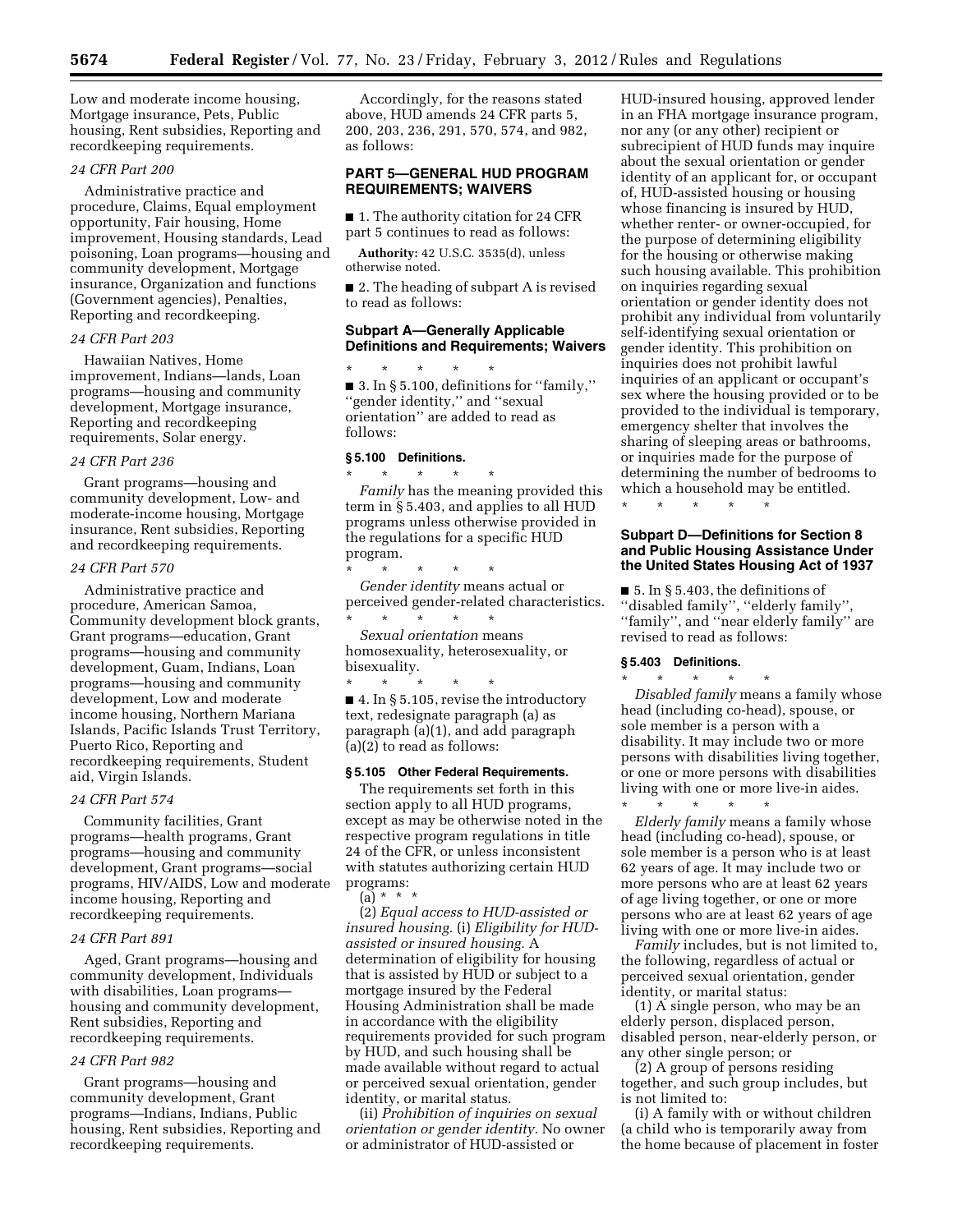Low and moderate income housing, Mortgage insurance, Pets, Public housing, Rent subsidies, Reporting and recordkeeping requirements.

*24 CFR Part 200*

Administrative practice and procedure, Claims, Equal employment opportunity, Fair housing, Home improvement, Housing standards, Lead poisoning, Loan programs—housing and community development, Mortgage insurance, Organization and functions (Government agencies), Penalties, Reporting and recordkeeping.

*24 CFR Part 203*

Hawaiian Natives, Home improvement, Indians—lands, Loan programs—housing and community development, Mortgage insurance, Reporting and recordkeeping requirements, Solar energy.

*24 CFR Part 236*

Grant programs—housing and community development, Low- and moderate-income housing, Mortgage insurance, Rent subsidies, Reporting and recordkeeping requirements.

*24 CFR Part 570*

Administrative practice and procedure, American Samoa, Community development block grants, Grant programs—education, Grant programs—housing and community development, Guam, Indians, Loan programs—housing and community development, Low and moderate income housing, Northern Mariana Islands, Pacific Islands Trust Territory, Puerto Rico, Reporting and recordkeeping requirements, Student aid, Virgin Islands.

*24 CFR Part 574*

Community facilities, Grant programs—health programs, Grant programs—housing and community development, Grant programs—social programs, HIV/AIDS, Low and moderate income housing, Reporting and recordkeeping requirements.

*24 CFR Part 891*

Aged, Grant programs—housing and community development, Individuals with disabilities, Loan programs—housing and community development, Rent subsidies, Reporting and recordkeeping requirements.

*24 CFR Part 982*

Grant programs—housing and community development, Grant programs—Indians, Indians, Public housing, Rent subsidies, Reporting and recordkeeping requirements.

Accordingly, for the reasons stated above, HUD amends 24 CFR parts 5, 200, 203, 236, 291, 570, 574, and 982, as follows:

## PART 5—GENERAL HUD PROGRAM REQUIREMENTS; WAIVERS

■ 1. The authority citation for 24 CFR part 5 continues to read as follows:

**Authority:** 42 U.S.C. 3535(d), unless otherwise noted.

■ 2. The heading of subpart A is revised to read as follows:

## Subpart A—Generally Applicable Definitions and Requirements; Waivers

\* \* \* \* \*

■ 3. In § 5.100, definitions for ''family,'' ''gender identity,'' and ''sexual orientation'' are added to read as follows:

### § 5.100 Definitions.

\* \* \* \* \*

*Family* has the meaning provided this term in § 5.403, and applies to all HUD programs unless otherwise provided in the regulations for a specific HUD program.

\* \* \* \* \*

*Gender identity* means actual or perceived gender-related characteristics.

\* \* \* \* \*

*Sexual orientation* means homosexuality, heterosexuality, or bisexuality.

\* \* \* \* \*

■ 4. In § 5.105, revise the introductory text, redesignate paragraph (a) as paragraph (a)(1), and add paragraph (a)(2) to read as follows:

### § 5.105 Other Federal Requirements.

The requirements set forth in this section apply to all HUD programs, except as may be otherwise noted in the respective program regulations in title 24 of the CFR, or unless inconsistent with statutes authorizing certain HUD programs:

(a) \* \* \*

(2) *Equal access to HUD-assisted or insured housing.* (i) *Eligibility for HUD-assisted or insured housing.* A determination of eligibility for housing that is assisted by HUD or subject to a mortgage insured by the Federal Housing Administration shall be made in accordance with the eligibility requirements provided for such program by HUD, and such housing shall be made available without regard to actual or perceived sexual orientation, gender identity, or marital status.

(ii) *Prohibition of inquiries on sexual orientation or gender identity.* No owner or administrator of HUD-assisted or HUD-insured housing, approved lender in an FHA mortgage insurance program, nor any (or any other) recipient or subrecipient of HUD funds may inquire about the sexual orientation or gender identity of an applicant for, or occupant of, HUD-assisted housing or housing whose financing is insured by HUD, whether renter- or owner-occupied, for the purpose of determining eligibility for the housing or otherwise making such housing available. This prohibition on inquiries regarding sexual orientation or gender identity does not prohibit any individual from voluntarily self-identifying sexual orientation or gender identity. This prohibition on inquiries does not prohibit lawful inquiries of an applicant or occupant's sex where the housing provided or to be provided to the individual is temporary, emergency shelter that involves the sharing of sleeping areas or bathrooms, or inquiries made for the purpose of determining the number of bedrooms to which a household may be entitled.

\* \* \* \* \*

## Subpart D—Definitions for Section 8 and Public Housing Assistance Under the United States Housing Act of 1937

■ 5. In § 5.403, the definitions of ''disabled family'', ''elderly family'', ''family'', and ''near elderly family'' are revised to read as follows:

### § 5.403 Definitions.

\* \* \* \* \*

*Disabled family* means a family whose head (including co-head), spouse, or sole member is a person with a disability. It may include two or more persons with disabilities living together, or one or more persons with disabilities living with one or more live-in aides.

\* \* \* \* \*

*Elderly family* means a family whose head (including co-head), spouse, or sole member is a person who is at least 62 years of age. It may include two or more persons who are at least 62 years of age living together, or one or more persons who are at least 62 years of age living with one or more live-in aides.

*Family* includes, but is not limited to, the following, regardless of actual or perceived sexual orientation, gender identity, or marital status:

(1) A single person, who may be an elderly person, displaced person, disabled person, near-elderly person, or any other single person; or

(2) A group of persons residing together, and such group includes, but is not limited to:

(i) A family with or without children (a child who is temporarily away from the home because of placement in foster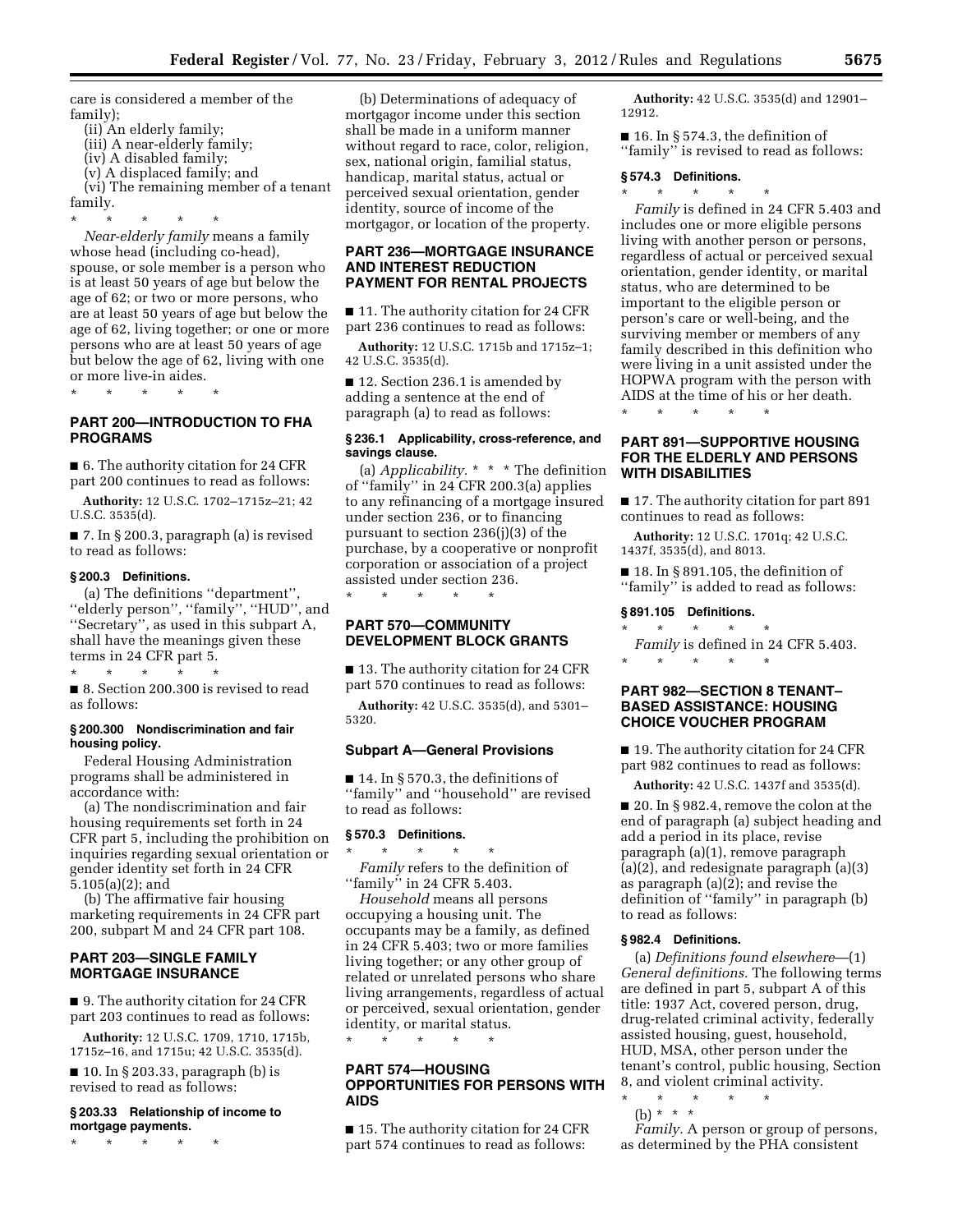care is considered a member of the family);

(ii) An elderly family;

(iii) A near-elderly family;

(iv) A disabled family;

(v) A displaced family; and

(vi) The remaining member of a tenant family.

\* \* \* \* \*

*Near-elderly family* means a family whose head (including co-head), spouse, or sole member is a person who is at least 50 years of age but below the age of 62; or two or more persons, who are at least 50 years of age but below the age of 62, living together; or one or more persons who are at least 50 years of age but below the age of 62, living with one or more live-in aides.

\* \* \* \* \*

## PART 200—INTRODUCTION TO FHA PROGRAMS

■ 6. The authority citation for 24 CFR part 200 continues to read as follows:

**Authority:** 12 U.S.C. 1702–1715z–21; 42 U.S.C. 3535(d).

■ 7. In § 200.3, paragraph (a) is revised to read as follows:

### § 200.3 Definitions.

(a) The definitions ''department'', ''elderly person'', ''family'', ''HUD'', and ''Secretary'', as used in this subpart A, shall have the meanings given these terms in 24 CFR part 5.

\* \* \* \* \*

■ 8. Section 200.300 is revised to read as follows:

### § 200.300 Nondiscrimination and fair housing policy.

Federal Housing Administration programs shall be administered in accordance with:

(a) The nondiscrimination and fair housing requirements set forth in 24 CFR part 5, including the prohibition on inquiries regarding sexual orientation or gender identity set forth in 24 CFR 5.105(a)(2); and

(b) The affirmative fair housing marketing requirements in 24 CFR part 200, subpart M and 24 CFR part 108.

## PART 203—SINGLE FAMILY MORTGAGE INSURANCE

■ 9. The authority citation for 24 CFR part 203 continues to read as follows:

**Authority:** 12 U.S.C. 1709, 1710, 1715b, 1715z–16, and 1715u; 42 U.S.C. 3535(d).

■ 10. In § 203.33, paragraph (b) is revised to read as follows:

### § 203.33 Relationship of income to mortgage payments.

\* \* \* \* \*

(b) Determinations of adequacy of mortgagor income under this section shall be made in a uniform manner without regard to race, color, religion, sex, national origin, familial status, handicap, marital status, actual or perceived sexual orientation, gender identity, source of income of the mortgagor, or location of the property.

## PART 236—MORTGAGE INSURANCE AND INTEREST REDUCTION PAYMENT FOR RENTAL PROJECTS

■ 11. The authority citation for 24 CFR part 236 continues to read as follows:

**Authority:** 12 U.S.C. 1715b and 1715z–1; 42 U.S.C. 3535(d).

■ 12. Section 236.1 is amended by adding a sentence at the end of paragraph (a) to read as follows:

### § 236.1 Applicability, cross-reference, and savings clause.

(a) *Applicability.* \* \* \* The definition of ''family'' in 24 CFR 200.3(a) applies to any refinancing of a mortgage insured under section 236, or to financing pursuant to section 236(j)(3) of the purchase, by a cooperative or nonprofit corporation or association of a project assisted under section 236.

\* \* \* \* \*

## PART 570—COMMUNITY DEVELOPMENT BLOCK GRANTS

■ 13. The authority citation for 24 CFR part 570 continues to read as follows:

**Authority:** 42 U.S.C. 3535(d), and 5301–5320.

### Subpart A—General Provisions

■ 14. In § 570.3, the definitions of ''family'' and ''household'' are revised to read as follows:

### § 570.3 Definitions.

\* \* \* \* \*

*Family* refers to the definition of ''family'' in 24 CFR 5.403.

*Household* means all persons occupying a housing unit. The occupants may be a family, as defined in 24 CFR 5.403; two or more families living together; or any other group of related or unrelated persons who share living arrangements, regardless of actual or perceived, sexual orientation, gender identity, or marital status.

\* \* \* \* \*

## PART 574—HOUSING OPPORTUNITIES FOR PERSONS WITH AIDS

■ 15. The authority citation for 24 CFR part 574 continues to read as follows:

**Authority:** 42 U.S.C. 3535(d) and 12901–12912.

■ 16. In § 574.3, the definition of ''family'' is revised to read as follows:

### § 574.3 Definitions.

\* \* \* \* \*

*Family* is defined in 24 CFR 5.403 and includes one or more eligible persons living with another person or persons, regardless of actual or perceived sexual orientation, gender identity, or marital status, who are determined to be important to the eligible person or person's care or well-being, and the surviving member or members of any family described in this definition who were living in a unit assisted under the HOPWA program with the person with AIDS at the time of his or her death.

\* \* \* \* \*

## PART 891—SUPPORTIVE HOUSING FOR THE ELDERLY AND PERSONS WITH DISABILITIES

■ 17. The authority citation for part 891 continues to read as follows:

**Authority:** 12 U.S.C. 1701q; 42 U.S.C. 1437f, 3535(d), and 8013.

■ 18. In § 891.105, the definition of ''family'' is added to read as follows:

### § 891.105 Definitions.

\* \* \* \* \*

*Family* is defined in 24 CFR 5.403.

\* \* \* \* \*

## PART 982—SECTION 8 TENANT–BASED ASSISTANCE: HOUSING CHOICE VOUCHER PROGRAM

■ 19. The authority citation for 24 CFR part 982 continues to read as follows:

**Authority:** 42 U.S.C. 1437f and 3535(d).

■ 20. In § 982.4, remove the colon at the end of paragraph (a) subject heading and add a period in its place, revise paragraph (a)(1), remove paragraph (a)(2), and redesignate paragraph (a)(3) as paragraph (a)(2); and revise the definition of ''family'' in paragraph (b) to read as follows:

### § 982.4 Definitions.

(a) *Definitions found elsewhere*—(1) *General definitions.* The following terms are defined in part 5, subpart A of this title: 1937 Act, covered person, drug, drug-related criminal activity, federally assisted housing, guest, household, HUD, MSA, other person under the tenant's control, public housing, Section 8, and violent criminal activity.

\* \* \* \* \*

(b) \* \* \*

*Family.* A person or group of persons, as determined by the PHA consistent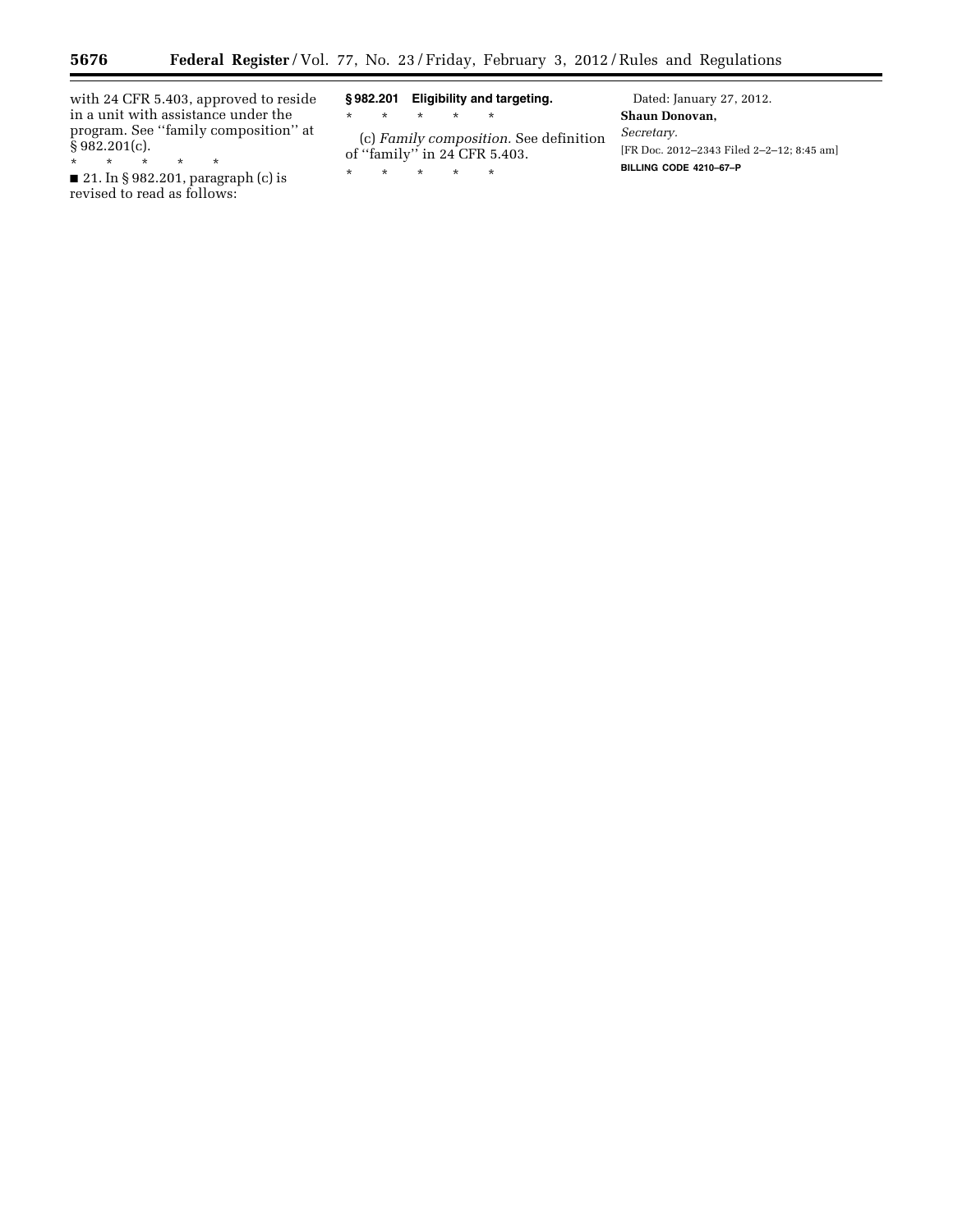with 24 CFR 5.403, approved to reside in a unit with assistance under the program. See ''family composition'' at § 982.201(c).

\* \* \* \* \*

■ 21. In § 982.201, paragraph (c) is revised to read as follows:

**§ 982.201 Eligibility and targeting.**

\* \* \* \* \*

(c) *Family composition.* See definition of ''family'' in 24 CFR 5.403.

\* \* \* \* \*

Dated: January 27, 2012.

**Shaun Donovan,**

*Secretary.*

[FR Doc. 2012–2343 Filed 2–2–12; 8:45 am]

**BILLING CODE 4210–67–P**